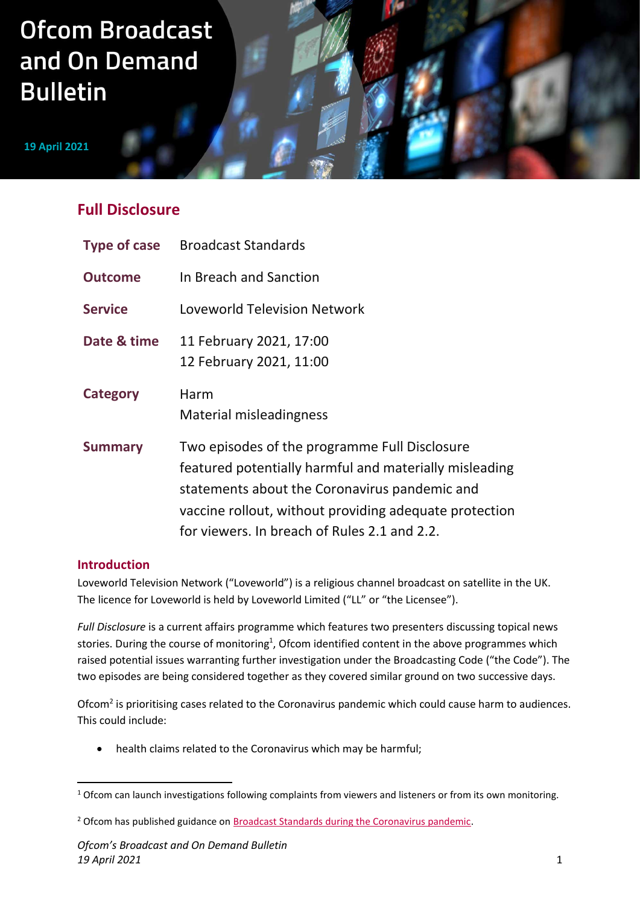# Ofcom Broadcast and On Demand Bulletin

**19 April 2021**

## Full Disclosure

| | |
|---|---|
| **Type of case** | Broadcast Standards |
| **Outcome** | In Breach and Sanction |
| **Service** | Loveworld Television Network |
| **Date & time** | 11 February 2021, 17:00<br>12 February 2021, 11:00 |
| **Category** | Harm<br>Material misleadingness |
| **Summary** | Two episodes of the programme Full Disclosure featured potentially harmful and materially misleading statements about the Coronavirus pandemic and vaccine rollout, without providing adequate protection for viewers. In breach of Rules 2.1 and 2.2. |

### Introduction

Loveworld Television Network ("Loveworld") is a religious channel broadcast on satellite in the UK. The licence for Loveworld is held by Loveworld Limited ("LL" or "the Licensee").

*Full Disclosure* is a current affairs programme which features two presenters discussing topical news stories. During the course of monitoring[1], Ofcom identified content in the above programmes which raised potential issues warranting further investigation under the Broadcasting Code ("the Code"). The two episodes are being considered together as they covered similar ground on two successive days.

Ofcom[2] is prioritising cases related to the Coronavirus pandemic which could cause harm to audiences. This could include:

- health claims related to the Coronavirus which may be harmful;

---

[1] Ofcom can launch investigations following complaints from viewers and listeners or from its own monitoring.

[2] Ofcom has published guidance on Broadcast Standards during the Coronavirus pandemic.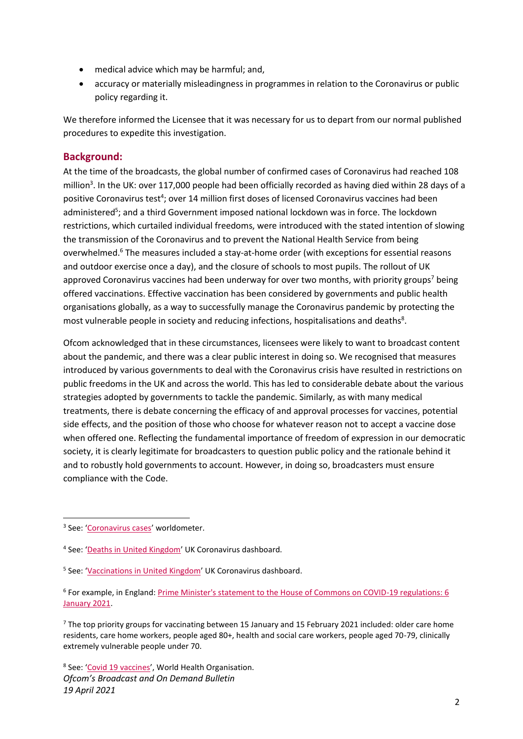- medical advice which may be harmful; and,
- accuracy or materially misleadingness in programmes in relation to the Coronavirus or public policy regarding it.

We therefore informed the Licensee that it was necessary for us to depart from our normal published procedures to expedite this investigation.

## Background:

At the time of the broadcasts, the global number of confirmed cases of Coronavirus had reached 108 million[3]. In the UK: over 117,000 people had been officially recorded as having died within 28 days of a positive Coronavirus test[4]; over 14 million first doses of licensed Coronavirus vaccines had been administered[5]; and a third Government imposed national lockdown was in force. The lockdown restrictions, which curtailed individual freedoms, were introduced with the stated intention of slowing the transmission of the Coronavirus and to prevent the National Health Service from being overwhelmed.[6] The measures included a stay-at-home order (with exceptions for essential reasons and outdoor exercise once a day), and the closure of schools to most pupils. The rollout of UK approved Coronavirus vaccines had been underway for over two months, with priority groups[7] being offered vaccinations. Effective vaccination has been considered by governments and public health organisations globally, as a way to successfully manage the Coronavirus pandemic by protecting the most vulnerable people in society and reducing infections, hospitalisations and deaths[8].

Ofcom acknowledged that in these circumstances, licensees were likely to want to broadcast content about the pandemic, and there was a clear public interest in doing so. We recognised that measures introduced by various governments to deal with the Coronavirus crisis have resulted in restrictions on public freedoms in the UK and across the world. This has led to considerable debate about the various strategies adopted by governments to tackle the pandemic. Similarly, as with many medical treatments, there is debate concerning the efficacy of and approval processes for vaccines, potential side effects, and the position of those who choose for whatever reason not to accept a vaccine dose when offered one. Reflecting the fundamental importance of freedom of expression in our democratic society, it is clearly legitimate for broadcasters to question public policy and the rationale behind it and to robustly hold governments to account. However, in doing so, broadcasters must ensure compliance with the Code.

---

[3] See: 'Coronavirus cases' worldometer.

[4] See: 'Deaths in United Kingdom' UK Coronavirus dashboard.

[5] See: 'Vaccinations in United Kingdom' UK Coronavirus dashboard.

[6] For example, in England: Prime Minister's statement to the House of Commons on COVID-19 regulations: 6 January 2021.

[7] The top priority groups for vaccinating between 15 January and 15 February 2021 included: older care home residents, care home workers, people aged 80+, health and social care workers, people aged 70-79, clinically extremely vulnerable people under 70.

[8] See: 'Covid 19 vaccines', World Health Organisation.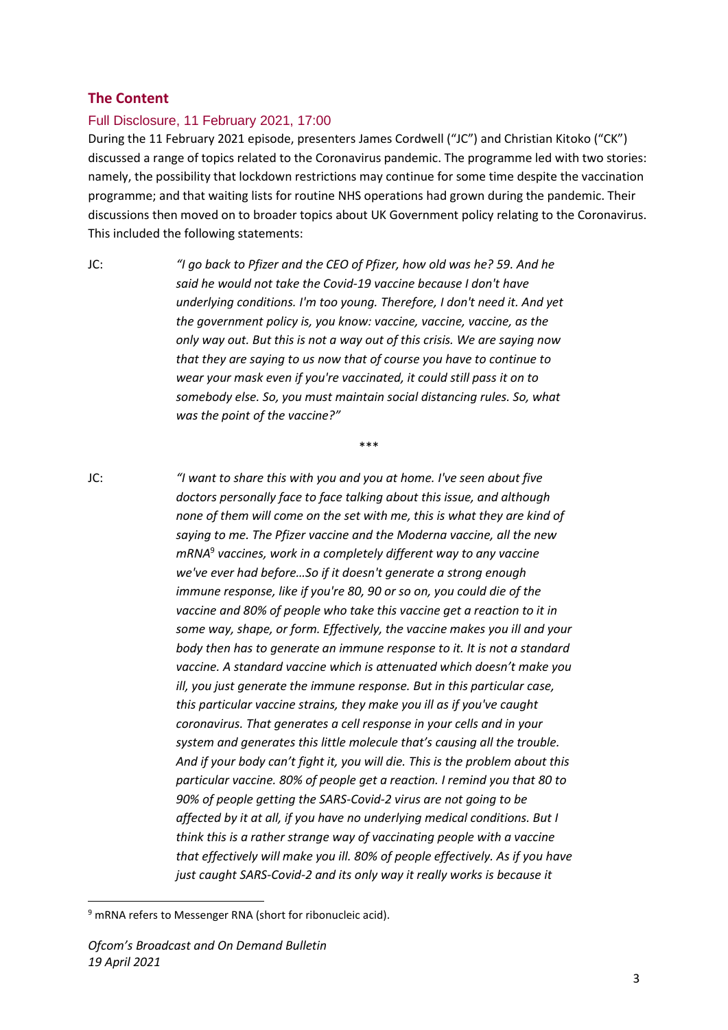## The Content

### Full Disclosure, 11 February 2021, 17:00

During the 11 February 2021 episode, presenters James Cordwell ("JC") and Christian Kitoko ("CK") discussed a range of topics related to the Coronavirus pandemic. The programme led with two stories: namely, the possibility that lockdown restrictions may continue for some time despite the vaccination programme; and that waiting lists for routine NHS operations had grown during the pandemic. Their discussions then moved on to broader topics about UK Government policy relating to the Coronavirus. This included the following statements:

JC: *"I go back to Pfizer and the CEO of Pfizer, how old was he? 59. And he said he would not take the Covid-19 vaccine because I don't have underlying conditions. I'm too young. Therefore, I don't need it. And yet the government policy is, you know: vaccine, vaccine, vaccine, as the only way out. But this is not a way out of this crisis. We are saying now that they are saying to us now that of course you have to continue to wear your mask even if you're vaccinated, it could still pass it on to somebody else. So, you must maintain social distancing rules. So, what was the point of the vaccine?"*

\*\*\*

JC: *"I want to share this with you and you at home. I've seen about five doctors personally face to face talking about this issue, and although none of them will come on the set with me, this is what they are kind of saying to me. The Pfizer vaccine and the Moderna vaccine, all the new mRNA[9] vaccines, work in a completely different way to any vaccine we've ever had before…So if it doesn't generate a strong enough immune response, like if you're 80, 90 or so on, you could die of the vaccine and 80% of people who take this vaccine get a reaction to it in some way, shape, or form. Effectively, the vaccine makes you ill and your body then has to generate an immune response to it. It is not a standard vaccine. A standard vaccine which is attenuated which doesn't make you ill, you just generate the immune response. But in this particular case, this particular vaccine strains, they make you ill as if you've caught coronavirus. That generates a cell response in your cells and in your system and generates this little molecule that's causing all the trouble. And if your body can't fight it, you will die. This is the problem about this particular vaccine. 80% of people get a reaction. I remind you that 80 to 90% of people getting the SARS-Covid-2 virus are not going to be affected by it at all, if you have no underlying medical conditions. But I think this is a rather strange way of vaccinating people with a vaccine that effectively will make you ill. 80% of people effectively. As if you have just caught SARS-Covid-2 and its only way it really works is because it*

[9] mRNA refers to Messenger RNA (short for ribonucleic acid).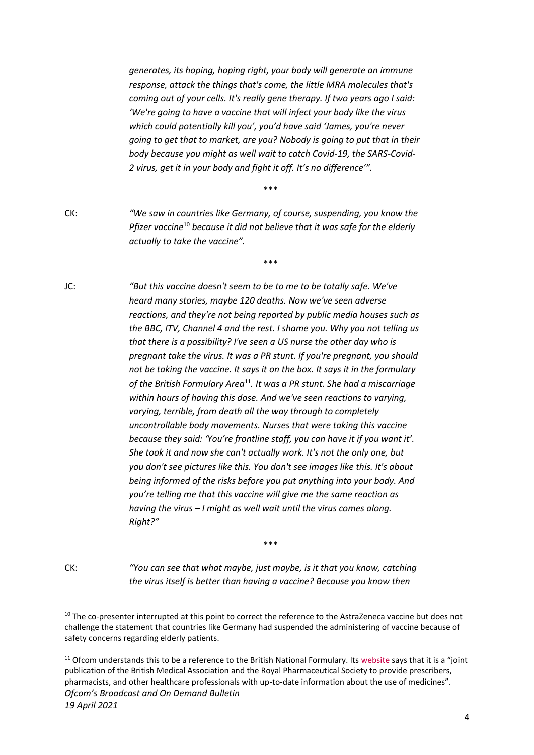*generates, its hoping, hoping right, your body will generate an immune response, attack the things that's come, the little MRA molecules that's coming out of your cells. It's really gene therapy. If two years ago I said: 'We're going to have a vaccine that will infect your body like the virus which could potentially kill you', you'd have said 'James, you're never going to get that to market, are you? Nobody is going to put that in their body because you might as well wait to catch Covid-19, the SARS-Covid-2 virus, get it in your body and fight it off. It's no difference'".*

\*\*\*

CK: *"We saw in countries like Germany, of course, suspending, you know the Pfizer vaccine*[10] *because it did not believe that it was safe for the elderly actually to take the vaccine".*

\*\*\*

JC: *"But this vaccine doesn't seem to be to me to be totally safe. We've heard many stories, maybe 120 deaths. Now we've seen adverse reactions, and they're not being reported by public media houses such as the BBC, ITV, Channel 4 and the rest. I shame you. Why you not telling us that there is a possibility? I've seen a US nurse the other day who is pregnant take the virus. It was a PR stunt. If you're pregnant, you should not be taking the vaccine. It says it on the box. It says it in the formulary of the British Formulary Area*[11]*. It was a PR stunt. She had a miscarriage within hours of having this dose. And we've seen reactions to varying, varying, terrible, from death all the way through to completely uncontrollable body movements. Nurses that were taking this vaccine because they said: 'You're frontline staff, you can have it if you want it'. She took it and now she can't actually work. It's not the only one, but you don't see pictures like this. You don't see images like this. It's about being informed of the risks before you put anything into your body. And you're telling me that this vaccine will give me the same reaction as having the virus – I might as well wait until the virus comes along. Right?"*

\*\*\*

CK: *"You can see that what maybe, just maybe, is it that you know, catching the virus itself is better than having a vaccine? Because you know then*

---

[10] The co-presenter interrupted at this point to correct the reference to the AstraZeneca vaccine but does not challenge the statement that countries like Germany had suspended the administering of vaccine because of safety concerns regarding elderly patients.

[11] Ofcom understands this to be a reference to the British National Formulary. Its website says that it is a "joint publication of the British Medical Association and the Royal Pharmaceutical Society to provide prescribers, pharmacists, and other healthcare professionals with up-to-date information about the use of medicines".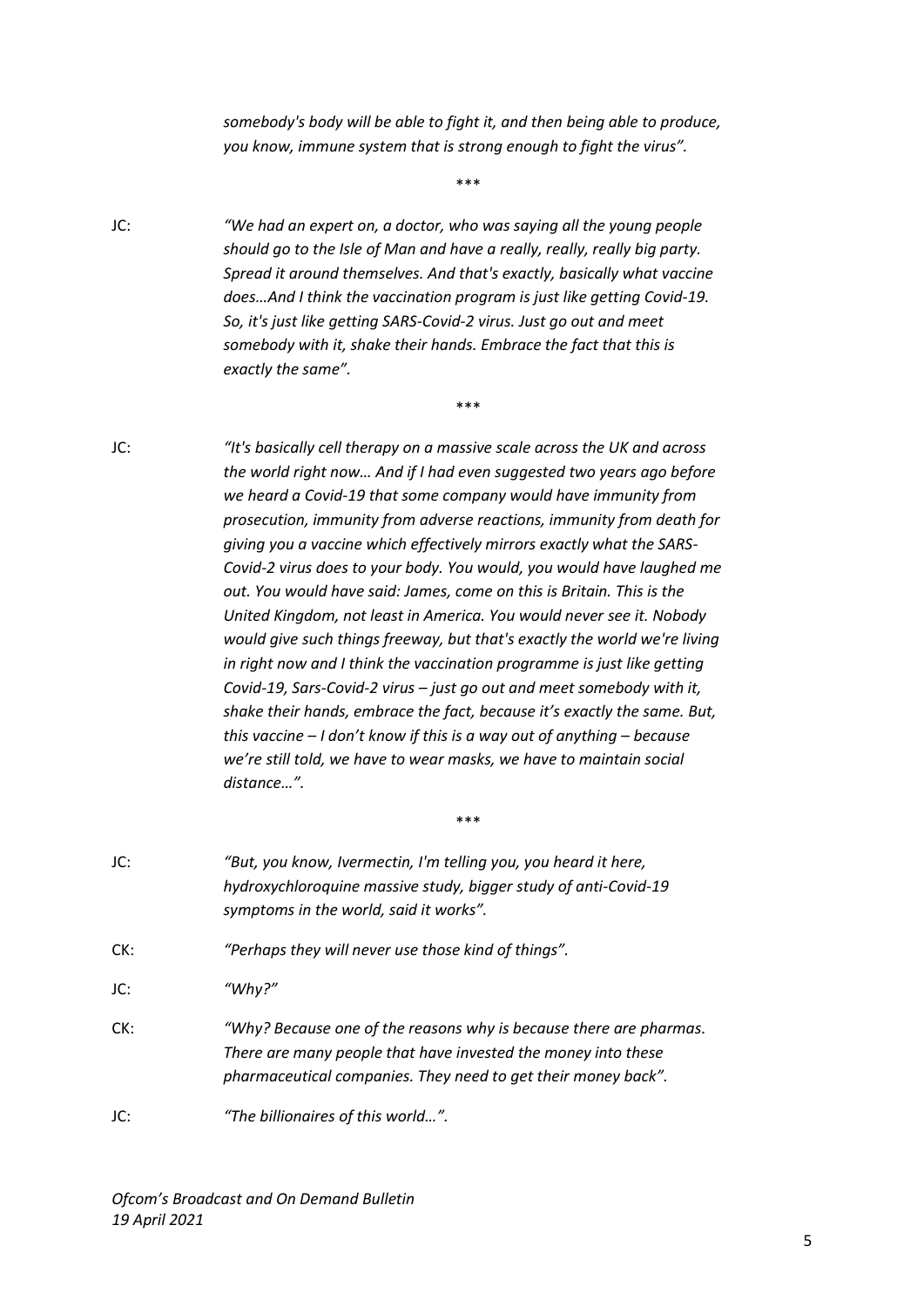*somebody's body will be able to fight it, and then being able to produce, you know, immune system that is strong enough to fight the virus".*

\*\*\*

JC: *"We had an expert on, a doctor, who was saying all the young people should go to the Isle of Man and have a really, really, really big party. Spread it around themselves. And that's exactly, basically what vaccine does…And I think the vaccination program is just like getting Covid-19. So, it's just like getting SARS-Covid-2 virus. Just go out and meet somebody with it, shake their hands. Embrace the fact that this is exactly the same".*

\*\*\*

JC: *"It's basically cell therapy on a massive scale across the UK and across the world right now… And if I had even suggested two years ago before we heard a Covid-19 that some company would have immunity from prosecution, immunity from adverse reactions, immunity from death for giving you a vaccine which effectively mirrors exactly what the SARS-Covid-2 virus does to your body. You would, you would have laughed me out. You would have said: James, come on this is Britain. This is the United Kingdom, not least in America. You would never see it. Nobody would give such things freeway, but that's exactly the world we're living in right now and I think the vaccination programme is just like getting Covid-19, Sars-Covid-2 virus – just go out and meet somebody with it, shake their hands, embrace the fact, because it's exactly the same. But, this vaccine – I don't know if this is a way out of anything – because we're still told, we have to wear masks, we have to maintain social distance…".*

\*\*\*

JC: *"But, you know, Ivermectin, I'm telling you, you heard it here, hydroxychloroquine massive study, bigger study of anti-Covid-19 symptoms in the world, said it works".*

CK: *"Perhaps they will never use those kind of things".*

JC: *"Why?"*

CK: *"Why? Because one of the reasons why is because there are pharmas. There are many people that have invested the money into these pharmaceutical companies. They need to get their money back".*

JC: *"The billionaires of this world…".*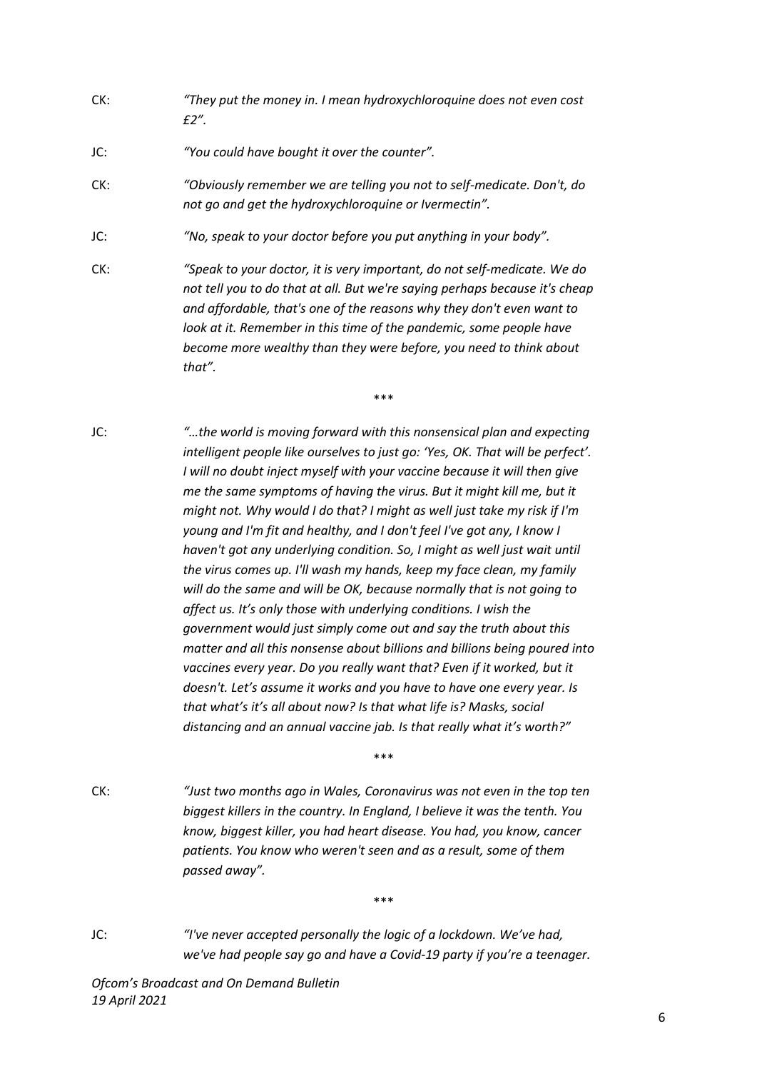CK: *"They put the money in. I mean hydroxychloroquine does not even cost £2".*

JC: *"You could have bought it over the counter".*

CK: *"Obviously remember we are telling you not to self-medicate. Don't, do not go and get the hydroxychloroquine or Ivermectin".*

JC: *"No, speak to your doctor before you put anything in your body".*

CK: *"Speak to your doctor, it is very important, do not self-medicate. We do not tell you to do that at all. But we're saying perhaps because it's cheap and affordable, that's one of the reasons why they don't even want to look at it. Remember in this time of the pandemic, some people have become more wealthy than they were before, you need to think about that".*

\*\*\*

JC: *"…the world is moving forward with this nonsensical plan and expecting intelligent people like ourselves to just go: 'Yes, OK. That will be perfect'. I will no doubt inject myself with your vaccine because it will then give me the same symptoms of having the virus. But it might kill me, but it might not. Why would I do that? I might as well just take my risk if I'm young and I'm fit and healthy, and I don't feel I've got any, I know I haven't got any underlying condition. So, I might as well just wait until the virus comes up. I'll wash my hands, keep my face clean, my family will do the same and will be OK, because normally that is not going to affect us. It's only those with underlying conditions. I wish the government would just simply come out and say the truth about this matter and all this nonsense about billions and billions being poured into vaccines every year. Do you really want that? Even if it worked, but it doesn't. Let's assume it works and you have to have one every year. Is that what's it's all about now? Is that what life is? Masks, social distancing and an annual vaccine jab. Is that really what it's worth?"*

\*\*\*

CK: *"Just two months ago in Wales, Coronavirus was not even in the top ten biggest killers in the country. In England, I believe it was the tenth. You know, biggest killer, you had heart disease. You had, you know, cancer patients. You know who weren't seen and as a result, some of them passed away".*

\*\*\*

JC: *"I've never accepted personally the logic of a lockdown. We've had, we've had people say go and have a Covid-19 party if you're a teenager.*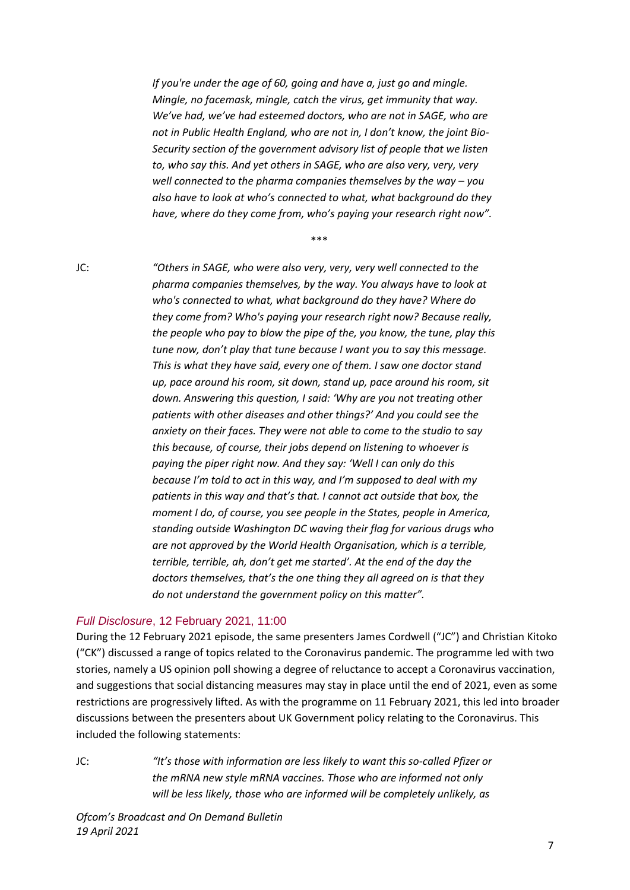*If you're under the age of 60, going and have a, just go and mingle. Mingle, no facemask, mingle, catch the virus, get immunity that way. We've had, we've had esteemed doctors, who are not in SAGE, who are not in Public Health England, who are not in, I don't know, the joint Bio-Security section of the government advisory list of people that we listen to, who say this. And yet others in SAGE, who are also very, very, very well connected to the pharma companies themselves by the way – you also have to look at who's connected to what, what background do they have, where do they come from, who's paying your research right now".*

\*\*\*

JC: *"Others in SAGE, who were also very, very, very well connected to the pharma companies themselves, by the way. You always have to look at who's connected to what, what background do they have? Where do they come from? Who's paying your research right now? Because really, the people who pay to blow the pipe of the, you know, the tune, play this tune now, don't play that tune because I want you to say this message. This is what they have said, every one of them. I saw one doctor stand up, pace around his room, sit down, stand up, pace around his room, sit down. Answering this question, I said: 'Why are you not treating other patients with other diseases and other things?' And you could see the anxiety on their faces. They were not able to come to the studio to say this because, of course, their jobs depend on listening to whoever is paying the piper right now. And they say: 'Well I can only do this because I'm told to act in this way, and I'm supposed to deal with my patients in this way and that's that. I cannot act outside that box, the moment I do, of course, you see people in the States, people in America, standing outside Washington DC waving their flag for various drugs who are not approved by the World Health Organisation, which is a terrible, terrible, terrible, ah, don't get me started'. At the end of the day the doctors themselves, that's the one thing they all agreed on is that they do not understand the government policy on this matter".*

### *Full Disclosure*, 12 February 2021, 11:00

During the 12 February 2021 episode, the same presenters James Cordwell ("JC") and Christian Kitoko ("CK") discussed a range of topics related to the Coronavirus pandemic. The programme led with two stories, namely a US opinion poll showing a degree of reluctance to accept a Coronavirus vaccination, and suggestions that social distancing measures may stay in place until the end of 2021, even as some restrictions are progressively lifted. As with the programme on 11 February 2021, this led into broader discussions between the presenters about UK Government policy relating to the Coronavirus. This included the following statements:

JC: *"It's those with information are less likely to want this so-called Pfizer or the mRNA new style mRNA vaccines. Those who are informed not only will be less likely, those who are informed will be completely unlikely, as*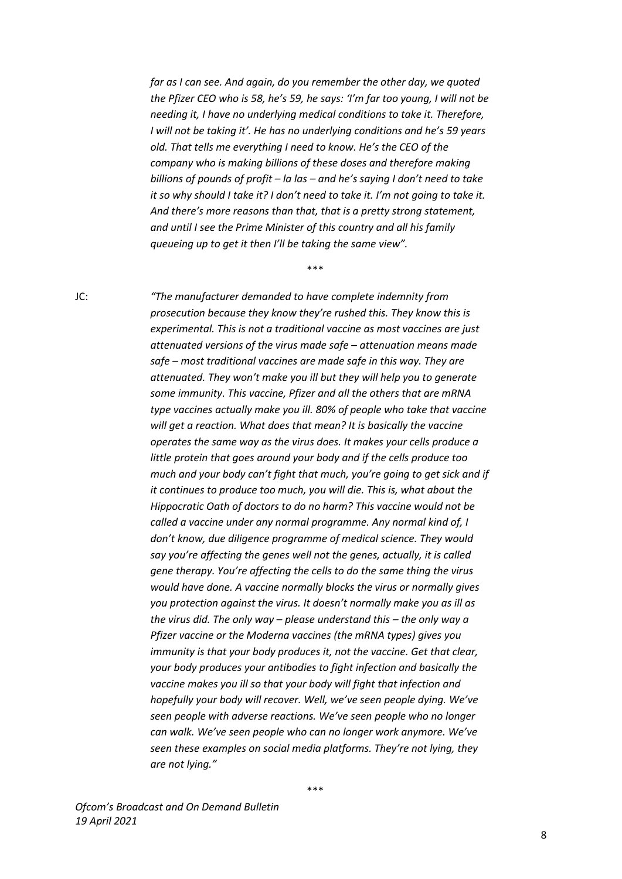*far as I can see. And again, do you remember the other day, we quoted the Pfizer CEO who is 58, he's 59, he says: 'I'm far too young, I will not be needing it, I have no underlying medical conditions to take it. Therefore, I will not be taking it'. He has no underlying conditions and he's 59 years old. That tells me everything I need to know. He's the CEO of the company who is making billions of these doses and therefore making billions of pounds of profit – la las – and he's saying I don't need to take it so why should I take it? I don't need to take it. I'm not going to take it. And there's more reasons than that, that is a pretty strong statement, and until I see the Prime Minister of this country and all his family queueing up to get it then I'll be taking the same view".*

\*\*\*

JC: *"The manufacturer demanded to have complete indemnity from prosecution because they know they're rushed this. They know this is experimental. This is not a traditional vaccine as most vaccines are just attenuated versions of the virus made safe – attenuation means made safe – most traditional vaccines are made safe in this way. They are attenuated. They won't make you ill but they will help you to generate some immunity. This vaccine, Pfizer and all the others that are mRNA type vaccines actually make you ill. 80% of people who take that vaccine will get a reaction. What does that mean? It is basically the vaccine operates the same way as the virus does. It makes your cells produce a little protein that goes around your body and if the cells produce too much and your body can't fight that much, you're going to get sick and if it continues to produce too much, you will die. This is, what about the Hippocratic Oath of doctors to do no harm? This vaccine would not be called a vaccine under any normal programme. Any normal kind of, I don't know, due diligence programme of medical science. They would say you're affecting the genes well not the genes, actually, it is called gene therapy. You're affecting the cells to do the same thing the virus would have done. A vaccine normally blocks the virus or normally gives you protection against the virus. It doesn't normally make you as ill as the virus did. The only way – please understand this – the only way a Pfizer vaccine or the Moderna vaccines (the mRNA types) gives you immunity is that your body produces it, not the vaccine. Get that clear, your body produces your antibodies to fight infection and basically the vaccine makes you ill so that your body will fight that infection and hopefully your body will recover. Well, we've seen people dying. We've seen people with adverse reactions. We've seen people who no longer can walk. We've seen people who can no longer work anymore. We've seen these examples on social media platforms. They're not lying, they are not lying."*

\*\*\*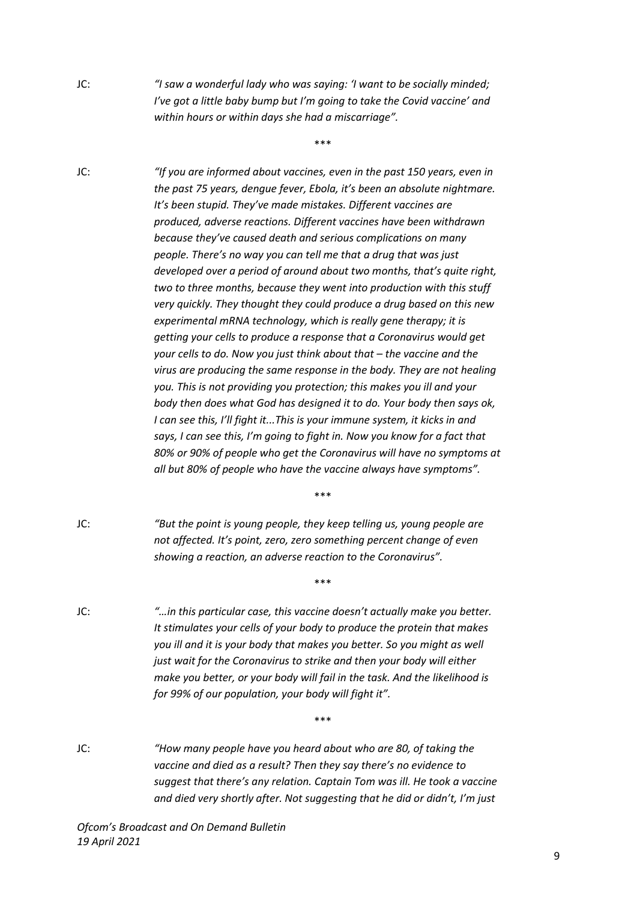JC: *"I saw a wonderful lady who was saying: 'I want to be socially minded; I've got a little baby bump but I'm going to take the Covid vaccine' and within hours or within days she had a miscarriage".*

\*\*\*

JC: *"If you are informed about vaccines, even in the past 150 years, even in the past 75 years, dengue fever, Ebola, it's been an absolute nightmare. It's been stupid. They've made mistakes. Different vaccines are produced, adverse reactions. Different vaccines have been withdrawn because they've caused death and serious complications on many people. There's no way you can tell me that a drug that was just developed over a period of around about two months, that's quite right, two to three months, because they went into production with this stuff very quickly. They thought they could produce a drug based on this new experimental mRNA technology, which is really gene therapy; it is getting your cells to produce a response that a Coronavirus would get your cells to do. Now you just think about that – the vaccine and the virus are producing the same response in the body. They are not healing you. This is not providing you protection; this makes you ill and your body then does what God has designed it to do. Your body then says ok, I can see this, I'll fight it...This is your immune system, it kicks in and says, I can see this, I'm going to fight in. Now you know for a fact that 80% or 90% of people who get the Coronavirus will have no symptoms at all but 80% of people who have the vaccine always have symptoms".*

\*\*\*

JC: *"But the point is young people, they keep telling us, young people are not affected. It's point, zero, zero something percent change of even showing a reaction, an adverse reaction to the Coronavirus".*

\*\*\*

JC: *"…in this particular case, this vaccine doesn't actually make you better. It stimulates your cells of your body to produce the protein that makes you ill and it is your body that makes you better. So you might as well just wait for the Coronavirus to strike and then your body will either make you better, or your body will fail in the task. And the likelihood is for 99% of our population, your body will fight it".*

\*\*\*

JC: *"How many people have you heard about who are 80, of taking the vaccine and died as a result? Then they say there's no evidence to suggest that there's any relation. Captain Tom was ill. He took a vaccine and died very shortly after. Not suggesting that he did or didn't, I'm just*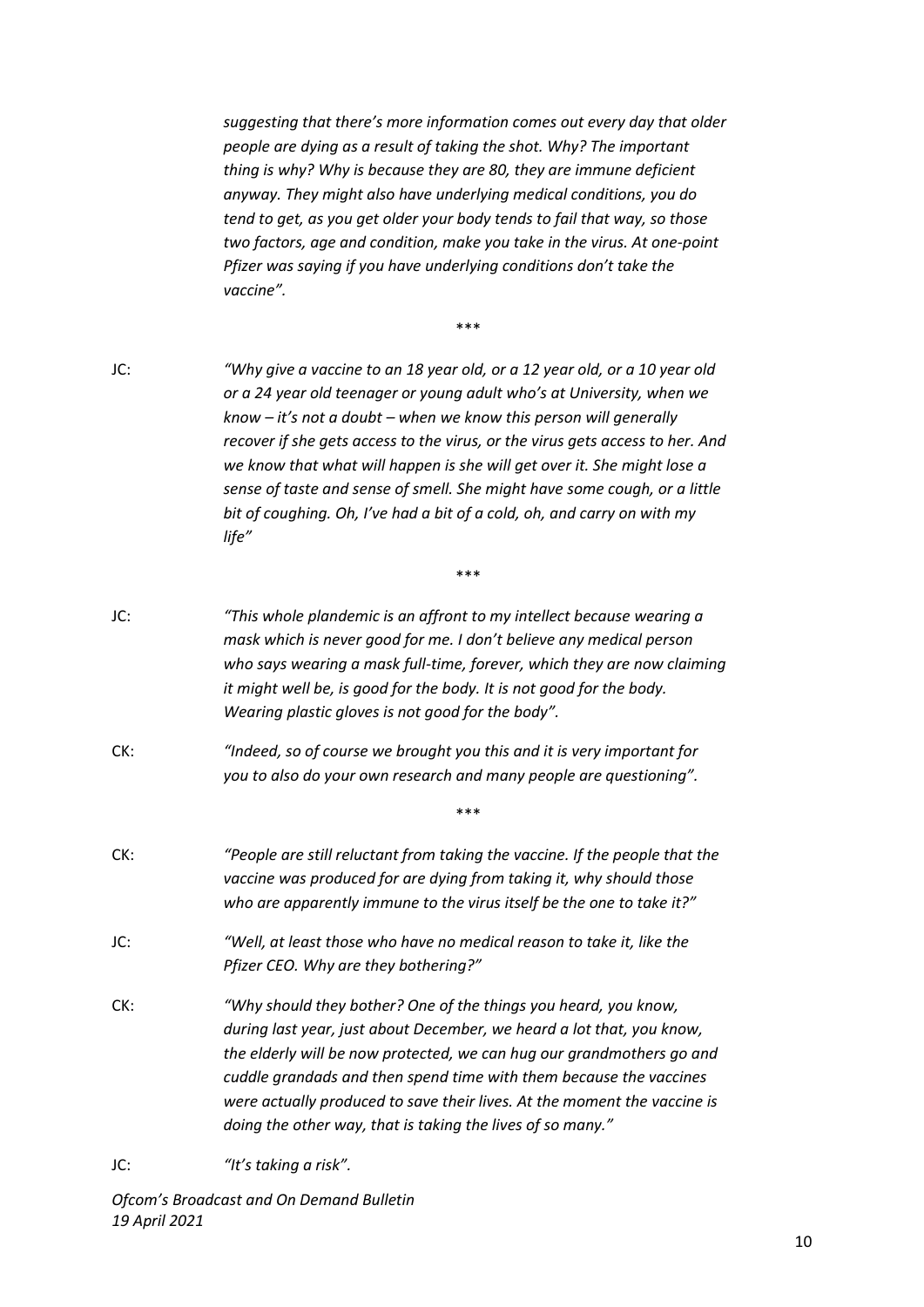*suggesting that there's more information comes out every day that older people are dying as a result of taking the shot. Why? The important thing is why? Why is because they are 80, they are immune deficient anyway. They might also have underlying medical conditions, you do tend to get, as you get older your body tends to fail that way, so those two factors, age and condition, make you take in the virus. At one-point Pfizer was saying if you have underlying conditions don't take the vaccine".*

\*\*\*

JC: *"Why give a vaccine to an 18 year old, or a 12 year old, or a 10 year old or a 24 year old teenager or young adult who's at University, when we know – it's not a doubt – when we know this person will generally recover if she gets access to the virus, or the virus gets access to her. And we know that what will happen is she will get over it. She might lose a sense of taste and sense of smell. She might have some cough, or a little bit of coughing. Oh, I've had a bit of a cold, oh, and carry on with my life"*

\*\*\*

JC: *"This whole plandemic is an affront to my intellect because wearing a mask which is never good for me. I don't believe any medical person who says wearing a mask full-time, forever, which they are now claiming it might well be, is good for the body. It is not good for the body. Wearing plastic gloves is not good for the body".*

CK: *"Indeed, so of course we brought you this and it is very important for you to also do your own research and many people are questioning".*

\*\*\*

CK: *"People are still reluctant from taking the vaccine. If the people that the vaccine was produced for are dying from taking it, why should those who are apparently immune to the virus itself be the one to take it?"*

JC: *"Well, at least those who have no medical reason to take it, like the Pfizer CEO. Why are they bothering?"*

CK: *"Why should they bother? One of the things you heard, you know, during last year, just about December, we heard a lot that, you know, the elderly will be now protected, we can hug our grandmothers go and cuddle grandads and then spend time with them because the vaccines were actually produced to save their lives. At the moment the vaccine is doing the other way, that is taking the lives of so many."*

JC: *"It's taking a risk".*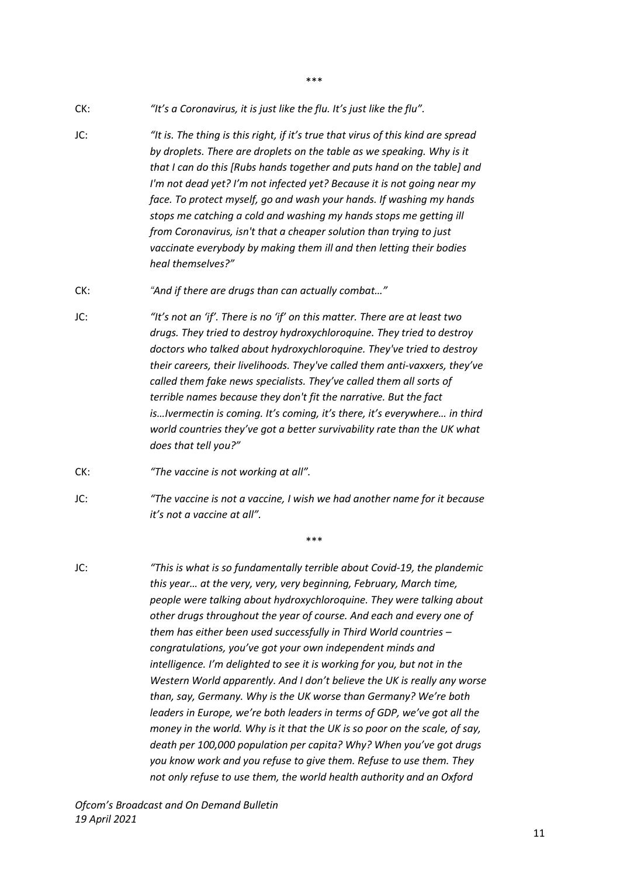\*\*\*

CK: *"It's a Coronavirus, it is just like the flu. It's just like the flu".*

JC: *"It is. The thing is this right, if it's true that virus of this kind are spread by droplets. There are droplets on the table as we speaking. Why is it that I can do this [Rubs hands together and puts hand on the table] and I'm not dead yet? I'm not infected yet? Because it is not going near my face. To protect myself, go and wash your hands. If washing my hands stops me catching a cold and washing my hands stops me getting ill from Coronavirus, isn't that a cheaper solution than trying to just vaccinate everybody by making them ill and then letting their bodies heal themselves?"*

CK: *"And if there are drugs than can actually combat…"*

JC: *"It's not an 'if'. There is no 'if' on this matter. There are at least two drugs. They tried to destroy hydroxychloroquine. They tried to destroy doctors who talked about hydroxychloroquine. They've tried to destroy their careers, their livelihoods. They've called them anti-vaxxers, they've called them fake news specialists. They've called them all sorts of terrible names because they don't fit the narrative. But the fact is…Ivermectin is coming. It's coming, it's there, it's everywhere… in third world countries they've got a better survivability rate than the UK what does that tell you?"*

CK: *"The vaccine is not working at all".*

JC: *"The vaccine is not a vaccine, I wish we had another name for it because it's not a vaccine at all".*

\*\*\*

JC: *"This is what is so fundamentally terrible about Covid-19, the plandemic this year… at the very, very, very beginning, February, March time, people were talking about hydroxychloroquine. They were talking about other drugs throughout the year of course. And each and every one of them has either been used successfully in Third World countries – congratulations, you've got your own independent minds and intelligence. I'm delighted to see it is working for you, but not in the Western World apparently. And I don't believe the UK is really any worse than, say, Germany. Why is the UK worse than Germany? We're both leaders in Europe, we're both leaders in terms of GDP, we've got all the money in the world. Why is it that the UK is so poor on the scale, of say, death per 100,000 population per capita? Why? When you've got drugs you know work and you refuse to give them. Refuse to use them. They not only refuse to use them, the world health authority and an Oxford*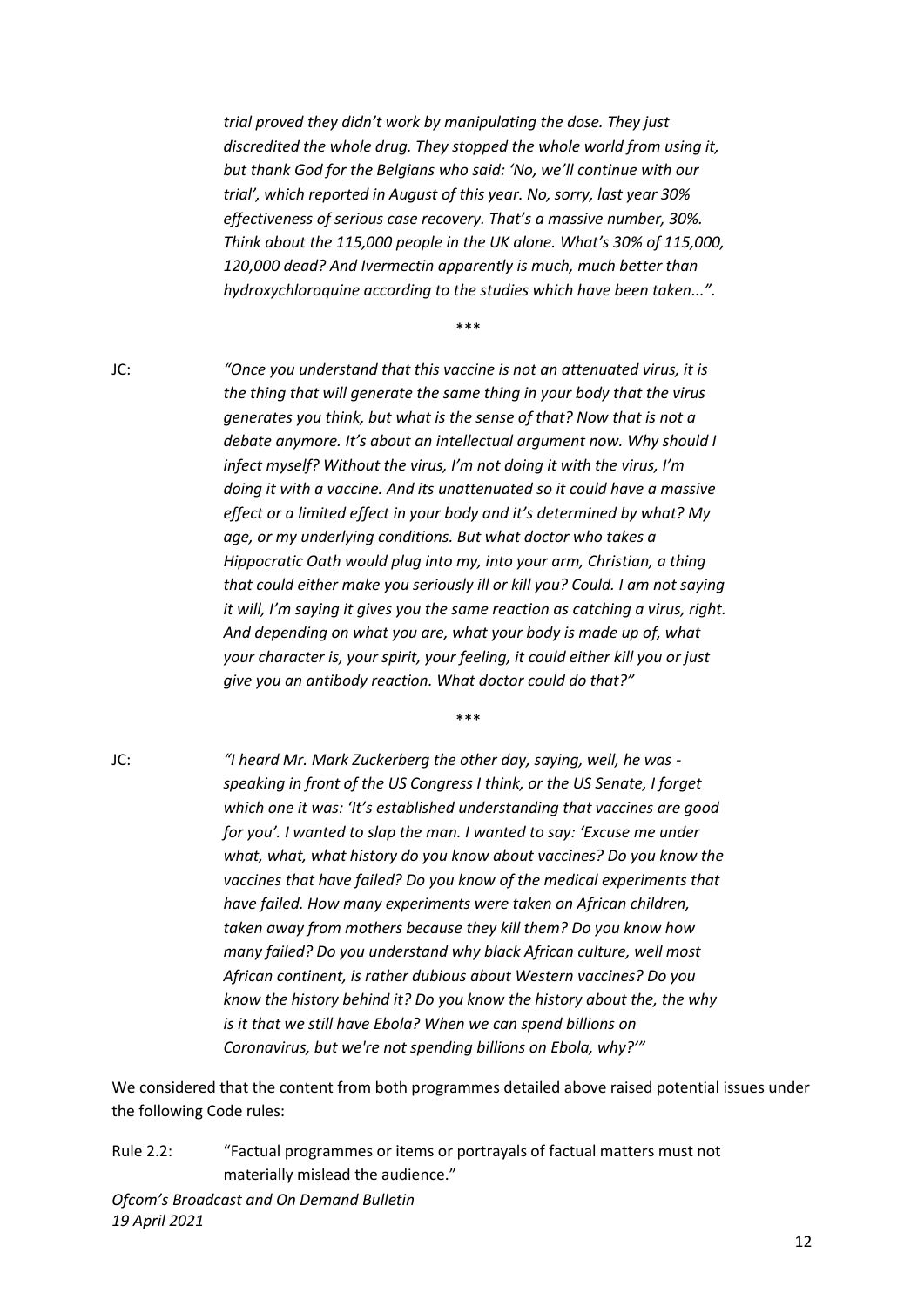*trial proved they didn't work by manipulating the dose. They just discredited the whole drug. They stopped the whole world from using it, but thank God for the Belgians who said: 'No, we'll continue with our trial', which reported in August of this year. No, sorry, last year 30% effectiveness of serious case recovery. That's a massive number, 30%. Think about the 115,000 people in the UK alone. What's 30% of 115,000, 120,000 dead? And Ivermectin apparently is much, much better than hydroxychloroquine according to the studies which have been taken...".*

\*\*\*

JC: *"Once you understand that this vaccine is not an attenuated virus, it is the thing that will generate the same thing in your body that the virus generates you think, but what is the sense of that? Now that is not a debate anymore. It's about an intellectual argument now. Why should I infect myself? Without the virus, I'm not doing it with the virus, I'm doing it with a vaccine. And its unattenuated so it could have a massive effect or a limited effect in your body and it's determined by what? My age, or my underlying conditions. But what doctor who takes a Hippocratic Oath would plug into my, into your arm, Christian, a thing that could either make you seriously ill or kill you? Could. I am not saying it will, I'm saying it gives you the same reaction as catching a virus, right. And depending on what you are, what your body is made up of, what your character is, your spirit, your feeling, it could either kill you or just give you an antibody reaction. What doctor could do that?"*

\*\*\*

JC: *"I heard Mr. Mark Zuckerberg the other day, saying, well, he was - speaking in front of the US Congress I think, or the US Senate, I forget which one it was: 'It's established understanding that vaccines are good for you'. I wanted to slap the man. I wanted to say: 'Excuse me under what, what, what history do you know about vaccines? Do you know the vaccines that have failed? Do you know of the medical experiments that have failed. How many experiments were taken on African children, taken away from mothers because they kill them? Do you know how many failed? Do you understand why black African culture, well most African continent, is rather dubious about Western vaccines? Do you know the history behind it? Do you know the history about the, the why is it that we still have Ebola? When we can spend billions on Coronavirus, but we're not spending billions on Ebola, why?'"*

We considered that the content from both programmes detailed above raised potential issues under the following Code rules:

Rule 2.2: "Factual programmes or items or portrayals of factual matters must not materially mislead the audience."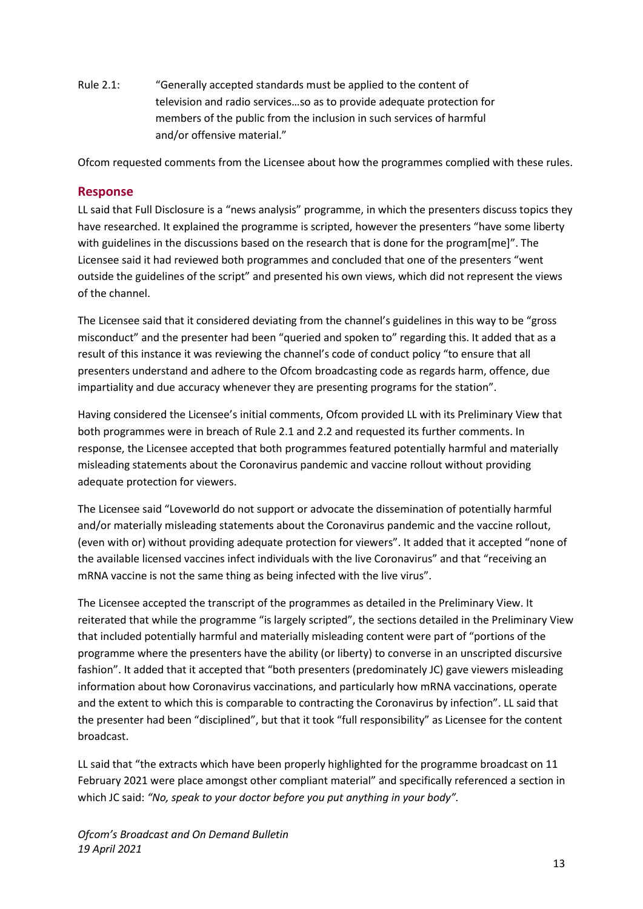Rule 2.1: "Generally accepted standards must be applied to the content of television and radio services…so as to provide adequate protection for members of the public from the inclusion in such services of harmful and/or offensive material."

Ofcom requested comments from the Licensee about how the programmes complied with these rules.

## Response

LL said that Full Disclosure is a "news analysis" programme, in which the presenters discuss topics they have researched. It explained the programme is scripted, however the presenters "have some liberty with guidelines in the discussions based on the research that is done for the program[me]". The Licensee said it had reviewed both programmes and concluded that one of the presenters "went outside the guidelines of the script" and presented his own views, which did not represent the views of the channel.

The Licensee said that it considered deviating from the channel's guidelines in this way to be "gross misconduct" and the presenter had been "queried and spoken to" regarding this. It added that as a result of this instance it was reviewing the channel's code of conduct policy "to ensure that all presenters understand and adhere to the Ofcom broadcasting code as regards harm, offence, due impartiality and due accuracy whenever they are presenting programs for the station".

Having considered the Licensee's initial comments, Ofcom provided LL with its Preliminary View that both programmes were in breach of Rule 2.1 and 2.2 and requested its further comments. In response, the Licensee accepted that both programmes featured potentially harmful and materially misleading statements about the Coronavirus pandemic and vaccine rollout without providing adequate protection for viewers.

The Licensee said "Loveworld do not support or advocate the dissemination of potentially harmful and/or materially misleading statements about the Coronavirus pandemic and the vaccine rollout, (even with or) without providing adequate protection for viewers". It added that it accepted "none of the available licensed vaccines infect individuals with the live Coronavirus" and that "receiving an mRNA vaccine is not the same thing as being infected with the live virus".

The Licensee accepted the transcript of the programmes as detailed in the Preliminary View. It reiterated that while the programme "is largely scripted", the sections detailed in the Preliminary View that included potentially harmful and materially misleading content were part of "portions of the programme where the presenters have the ability (or liberty) to converse in an unscripted discursive fashion". It added that it accepted that "both presenters (predominately JC) gave viewers misleading information about how Coronavirus vaccinations, and particularly how mRNA vaccinations, operate and the extent to which this is comparable to contracting the Coronavirus by infection". LL said that the presenter had been "disciplined", but that it took "full responsibility" as Licensee for the content broadcast.

LL said that "the extracts which have been properly highlighted for the programme broadcast on 11 February 2021 were place amongst other compliant material" and specifically referenced a section in which JC said: *"No, speak to your doctor before you put anything in your body".*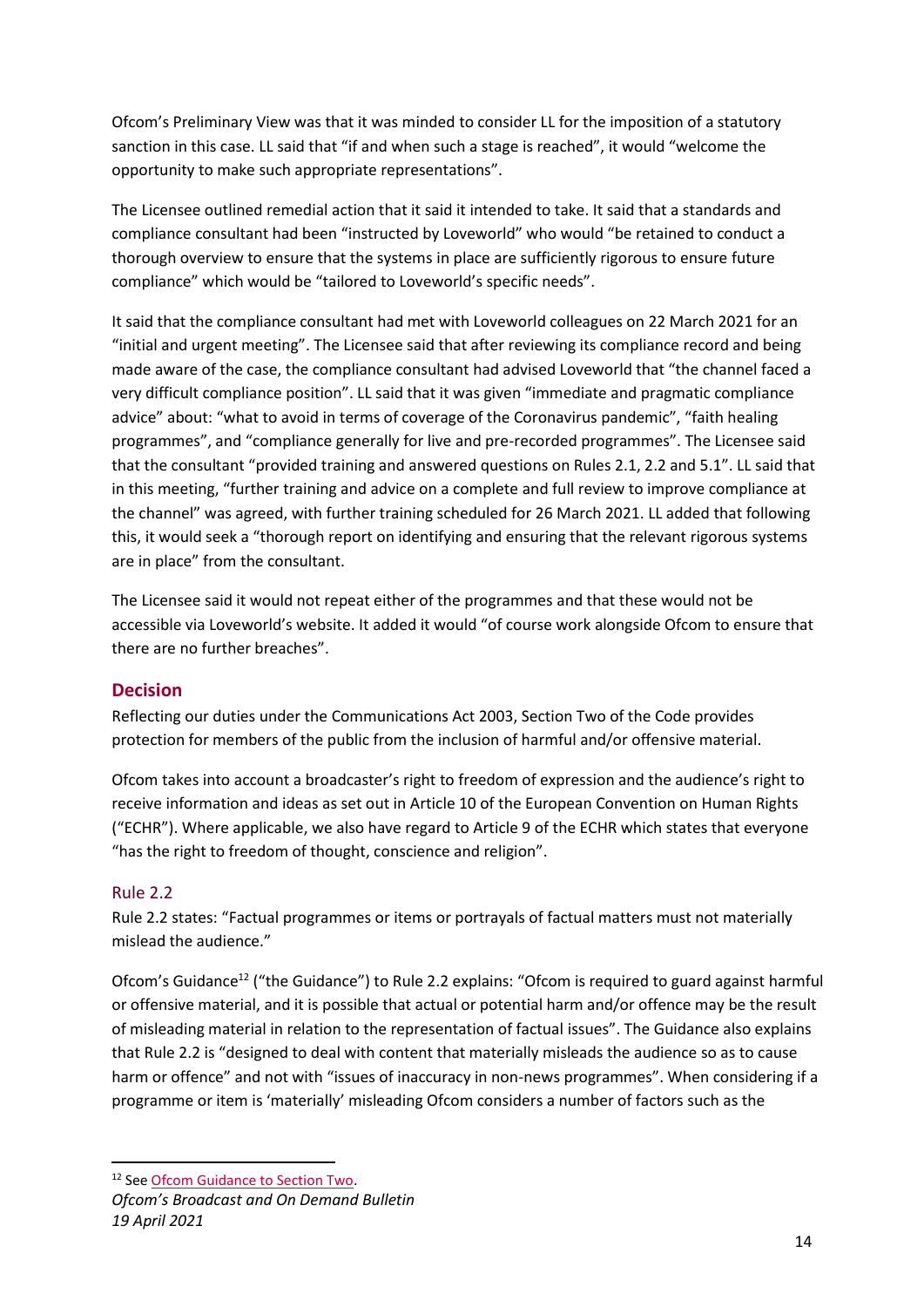Ofcom's Preliminary View was that it was minded to consider LL for the imposition of a statutory sanction in this case. LL said that "if and when such a stage is reached", it would "welcome the opportunity to make such appropriate representations".

The Licensee outlined remedial action that it said it intended to take. It said that a standards and compliance consultant had been "instructed by Loveworld" who would "be retained to conduct a thorough overview to ensure that the systems in place are sufficiently rigorous to ensure future compliance" which would be "tailored to Loveworld's specific needs".

It said that the compliance consultant had met with Loveworld colleagues on 22 March 2021 for an "initial and urgent meeting". The Licensee said that after reviewing its compliance record and being made aware of the case, the compliance consultant had advised Loveworld that "the channel faced a very difficult compliance position". LL said that it was given "immediate and pragmatic compliance advice" about: "what to avoid in terms of coverage of the Coronavirus pandemic", "faith healing programmes", and "compliance generally for live and pre-recorded programmes". The Licensee said that the consultant "provided training and answered questions on Rules 2.1, 2.2 and 5.1". LL said that in this meeting, "further training and advice on a complete and full review to improve compliance at the channel" was agreed, with further training scheduled for 26 March 2021. LL added that following this, it would seek a "thorough report on identifying and ensuring that the relevant rigorous systems are in place" from the consultant.

The Licensee said it would not repeat either of the programmes and that these would not be accessible via Loveworld's website. It added it would "of course work alongside Ofcom to ensure that there are no further breaches".

## Decision

Reflecting our duties under the Communications Act 2003, Section Two of the Code provides protection for members of the public from the inclusion of harmful and/or offensive material.

Ofcom takes into account a broadcaster's right to freedom of expression and the audience's right to receive information and ideas as set out in Article 10 of the European Convention on Human Rights ("ECHR"). Where applicable, we also have regard to Article 9 of the ECHR which states that everyone "has the right to freedom of thought, conscience and religion".

### Rule 2.2

Rule 2.2 states: "Factual programmes or items or portrayals of factual matters must not materially mislead the audience."

Ofcom's Guidance[12] ("the Guidance") to Rule 2.2 explains: "Ofcom is required to guard against harmful or offensive material, and it is possible that actual or potential harm and/or offence may be the result of misleading material in relation to the representation of factual issues". The Guidance also explains that Rule 2.2 is "designed to deal with content that materially misleads the audience so as to cause harm or offence" and not with "issues of inaccuracy in non-news programmes". When considering if a programme or item is 'materially' misleading Ofcom considers a number of factors such as the

[12] See Ofcom Guidance to Section Two.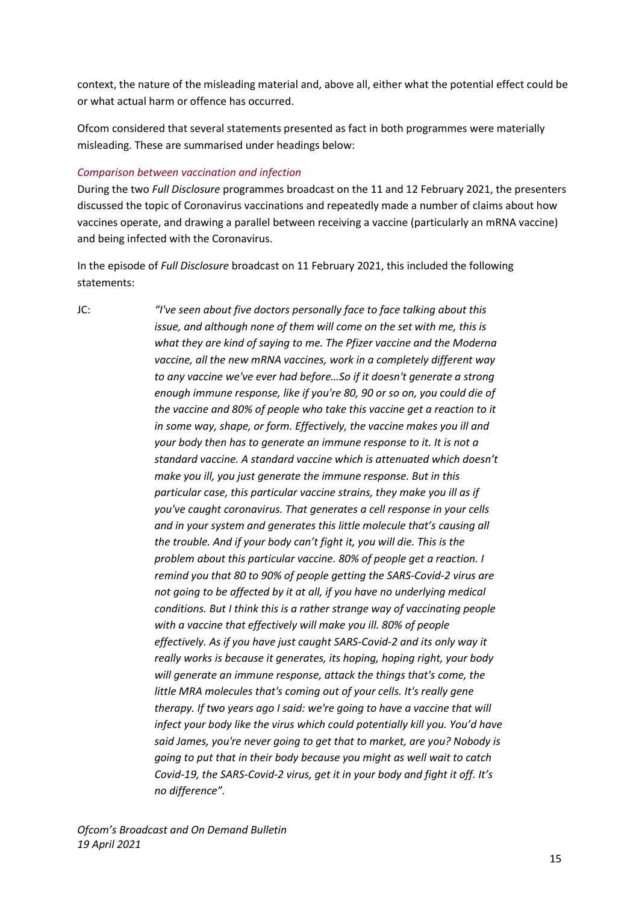context, the nature of the misleading material and, above all, either what the potential effect could be or what actual harm or offence has occurred.

Ofcom considered that several statements presented as fact in both programmes were materially misleading. These are summarised under headings below:

*Comparison between vaccination and infection*

During the two *Full Disclosure* programmes broadcast on the 11 and 12 February 2021, the presenters discussed the topic of Coronavirus vaccinations and repeatedly made a number of claims about how vaccines operate, and drawing a parallel between receiving a vaccine (particularly an mRNA vaccine) and being infected with the Coronavirus.

In the episode of *Full Disclosure* broadcast on 11 February 2021, this included the following statements:

JC: *"I've seen about five doctors personally face to face talking about this issue, and although none of them will come on the set with me, this is what they are kind of saying to me. The Pfizer vaccine and the Moderna vaccine, all the new mRNA vaccines, work in a completely different way to any vaccine we've ever had before…So if it doesn't generate a strong enough immune response, like if you're 80, 90 or so on, you could die of the vaccine and 80% of people who take this vaccine get a reaction to it in some way, shape, or form. Effectively, the vaccine makes you ill and your body then has to generate an immune response to it. It is not a standard vaccine. A standard vaccine which is attenuated which doesn't make you ill, you just generate the immune response. But in this particular case, this particular vaccine strains, they make you ill as if you've caught coronavirus. That generates a cell response in your cells and in your system and generates this little molecule that's causing all the trouble. And if your body can't fight it, you will die. This is the problem about this particular vaccine. 80% of people get a reaction. I remind you that 80 to 90% of people getting the SARS-Covid-2 virus are not going to be affected by it at all, if you have no underlying medical conditions. But I think this is a rather strange way of vaccinating people with a vaccine that effectively will make you ill. 80% of people effectively. As if you have just caught SARS-Covid-2 and its only way it really works is because it generates, its hoping, hoping right, your body will generate an immune response, attack the things that's come, the little MRA molecules that's coming out of your cells. It's really gene therapy. If two years ago I said: we're going to have a vaccine that will infect your body like the virus which could potentially kill you. You'd have said James, you're never going to get that to market, are you? Nobody is going to put that in their body because you might as well wait to catch Covid-19, the SARS-Covid-2 virus, get it in your body and fight it off. It's no difference"*.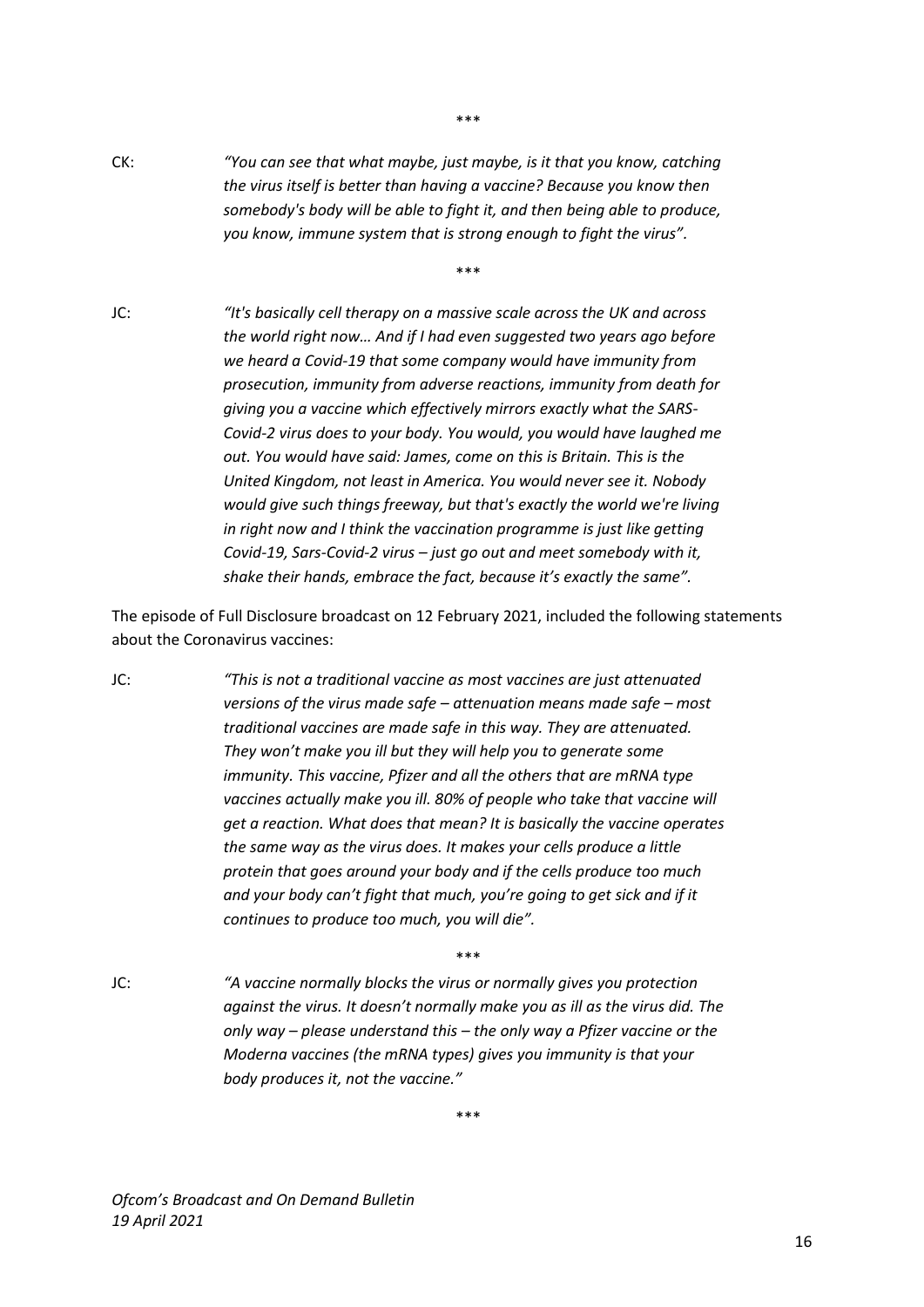\*\*\*

CK: *"You can see that what maybe, just maybe, is it that you know, catching the virus itself is better than having a vaccine? Because you know then somebody's body will be able to fight it, and then being able to produce, you know, immune system that is strong enough to fight the virus".*

\*\*\*

JC: *"It's basically cell therapy on a massive scale across the UK and across the world right now… And if I had even suggested two years ago before we heard a Covid-19 that some company would have immunity from prosecution, immunity from adverse reactions, immunity from death for giving you a vaccine which effectively mirrors exactly what the SARS-Covid-2 virus does to your body. You would, you would have laughed me out. You would have said: James, come on this is Britain. This is the United Kingdom, not least in America. You would never see it. Nobody would give such things freeway, but that's exactly the world we're living in right now and I think the vaccination programme is just like getting Covid-19, Sars-Covid-2 virus – just go out and meet somebody with it, shake their hands, embrace the fact, because it's exactly the same".*

The episode of Full Disclosure broadcast on 12 February 2021, included the following statements about the Coronavirus vaccines:

JC: *"This is not a traditional vaccine as most vaccines are just attenuated versions of the virus made safe – attenuation means made safe – most traditional vaccines are made safe in this way. They are attenuated. They won't make you ill but they will help you to generate some immunity. This vaccine, Pfizer and all the others that are mRNA type vaccines actually make you ill. 80% of people who take that vaccine will get a reaction. What does that mean? It is basically the vaccine operates the same way as the virus does. It makes your cells produce a little protein that goes around your body and if the cells produce too much and your body can't fight that much, you're going to get sick and if it continues to produce too much, you will die".*

\*\*\*

JC: *"A vaccine normally blocks the virus or normally gives you protection against the virus. It doesn't normally make you as ill as the virus did. The only way – please understand this – the only way a Pfizer vaccine or the Moderna vaccines (the mRNA types) gives you immunity is that your body produces it, not the vaccine."*

\*\*\*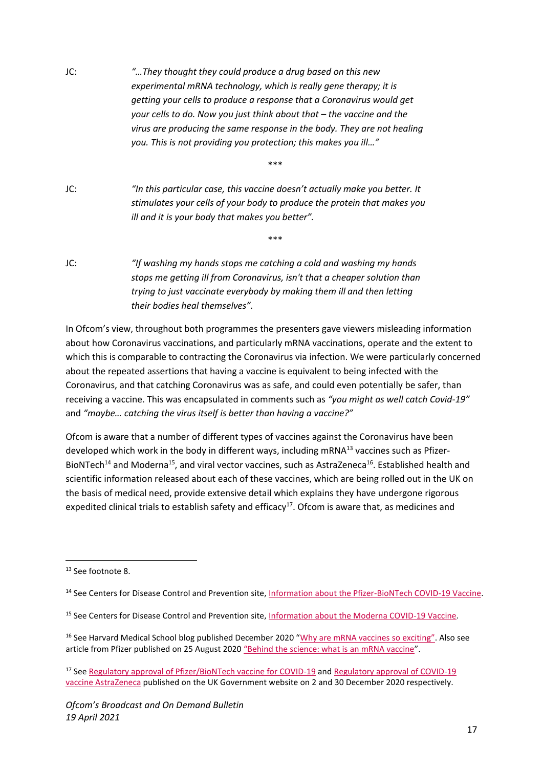JC: *"…They thought they could produce a drug based on this new experimental mRNA technology, which is really gene therapy; it is getting your cells to produce a response that a Coronavirus would get your cells to do. Now you just think about that – the vaccine and the virus are producing the same response in the body. They are not healing you. This is not providing you protection; this makes you ill…"*

***

JC: *"In this particular case, this vaccine doesn't actually make you better. It stimulates your cells of your body to produce the protein that makes you ill and it is your body that makes you better".*

***

JC: *"If washing my hands stops me catching a cold and washing my hands stops me getting ill from Coronavirus, isn't that a cheaper solution than trying to just vaccinate everybody by making them ill and then letting their bodies heal themselves".*

In Ofcom's view, throughout both programmes the presenters gave viewers misleading information about how Coronavirus vaccinations, and particularly mRNA vaccinations, operate and the extent to which this is comparable to contracting the Coronavirus via infection. We were particularly concerned about the repeated assertions that having a vaccine is equivalent to being infected with the Coronavirus, and that catching Coronavirus was as safe, and could even potentially be safer, than receiving a vaccine. This was encapsulated in comments such as *"you might as well catch Covid-19"* and *"maybe… catching the virus itself is better than having a vaccine?"*

Ofcom is aware that a number of different types of vaccines against the Coronavirus have been developed which work in the body in different ways, including mRNA[13] vaccines such as Pfizer-BioNTech[14] and Moderna[15], and viral vector vaccines, such as AstraZeneca[16]. Established health and scientific information released about each of these vaccines, which are being rolled out in the UK on the basis of medical need, provide extensive detail which explains they have undergone rigorous expedited clinical trials to establish safety and efficacy[17]. Ofcom is aware that, as medicines and

---

[13] See footnote 8.

[14] See Centers for Disease Control and Prevention site, Information about the Pfizer-BioNTech COVID-19 Vaccine.

[15] See Centers for Disease Control and Prevention site, Information about the Moderna COVID-19 Vaccine.

[16] See Harvard Medical School blog published December 2020 "Why are mRNA vaccines so exciting". Also see article from Pfizer published on 25 August 2020 "Behind the science: what is an mRNA vaccine".

[17] See Regulatory approval of Pfizer/BioNTech vaccine for COVID-19 and Regulatory approval of COVID-19 vaccine AstraZeneca published on the UK Government website on 2 and 30 December 2020 respectively.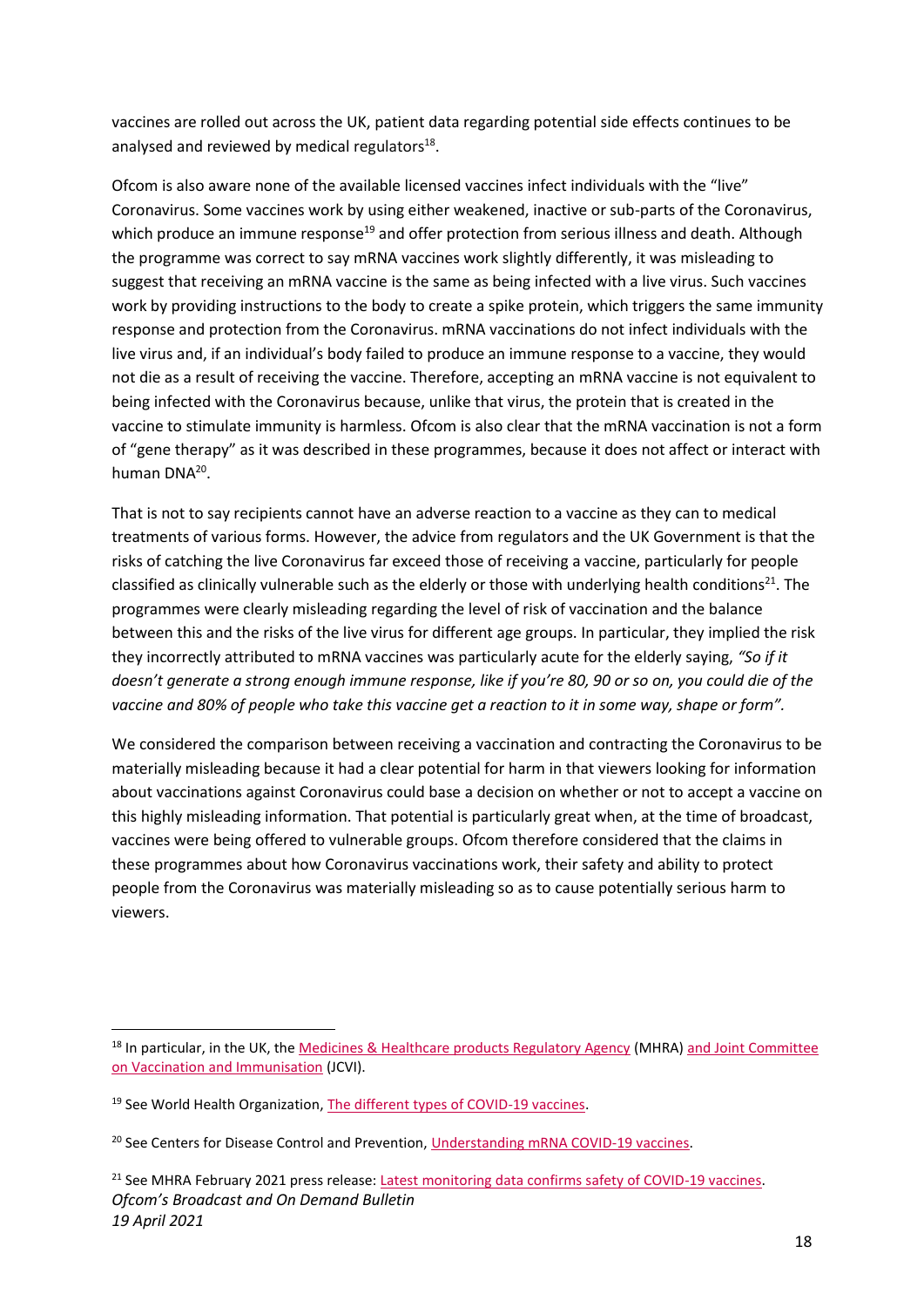vaccines are rolled out across the UK, patient data regarding potential side effects continues to be analysed and reviewed by medical regulators[18].

Ofcom is also aware none of the available licensed vaccines infect individuals with the "live" Coronavirus. Some vaccines work by using either weakened, inactive or sub-parts of the Coronavirus, which produce an immune response[19] and offer protection from serious illness and death. Although the programme was correct to say mRNA vaccines work slightly differently, it was misleading to suggest that receiving an mRNA vaccine is the same as being infected with a live virus. Such vaccines work by providing instructions to the body to create a spike protein, which triggers the same immunity response and protection from the Coronavirus. mRNA vaccinations do not infect individuals with the live virus and, if an individual's body failed to produce an immune response to a vaccine, they would not die as a result of receiving the vaccine. Therefore, accepting an mRNA vaccine is not equivalent to being infected with the Coronavirus because, unlike that virus, the protein that is created in the vaccine to stimulate immunity is harmless. Ofcom is also clear that the mRNA vaccination is not a form of "gene therapy" as it was described in these programmes, because it does not affect or interact with human DNA[20].

That is not to say recipients cannot have an adverse reaction to a vaccine as they can to medical treatments of various forms. However, the advice from regulators and the UK Government is that the risks of catching the live Coronavirus far exceed those of receiving a vaccine, particularly for people classified as clinically vulnerable such as the elderly or those with underlying health conditions[21]. The programmes were clearly misleading regarding the level of risk of vaccination and the balance between this and the risks of the live virus for different age groups. In particular, they implied the risk they incorrectly attributed to mRNA vaccines was particularly acute for the elderly saying, *"So if it doesn't generate a strong enough immune response, like if you're 80, 90 or so on, you could die of the vaccine and 80% of people who take this vaccine get a reaction to it in some way, shape or form"*.

We considered the comparison between receiving a vaccination and contracting the Coronavirus to be materially misleading because it had a clear potential for harm in that viewers looking for information about vaccinations against Coronavirus could base a decision on whether or not to accept a vaccine on this highly misleading information. That potential is particularly great when, at the time of broadcast, vaccines were being offered to vulnerable groups. Ofcom therefore considered that the claims in these programmes about how Coronavirus vaccinations work, their safety and ability to protect people from the Coronavirus was materially misleading so as to cause potentially serious harm to viewers.

---

[18] In particular, in the UK, the Medicines & Healthcare products Regulatory Agency (MHRA) and Joint Committee on Vaccination and Immunisation (JCVI).

[19] See World Health Organization, The different types of COVID-19 vaccines.

[20] See Centers for Disease Control and Prevention, Understanding mRNA COVID-19 vaccines.

[21] See MHRA February 2021 press release: Latest monitoring data confirms safety of COVID-19 vaccines.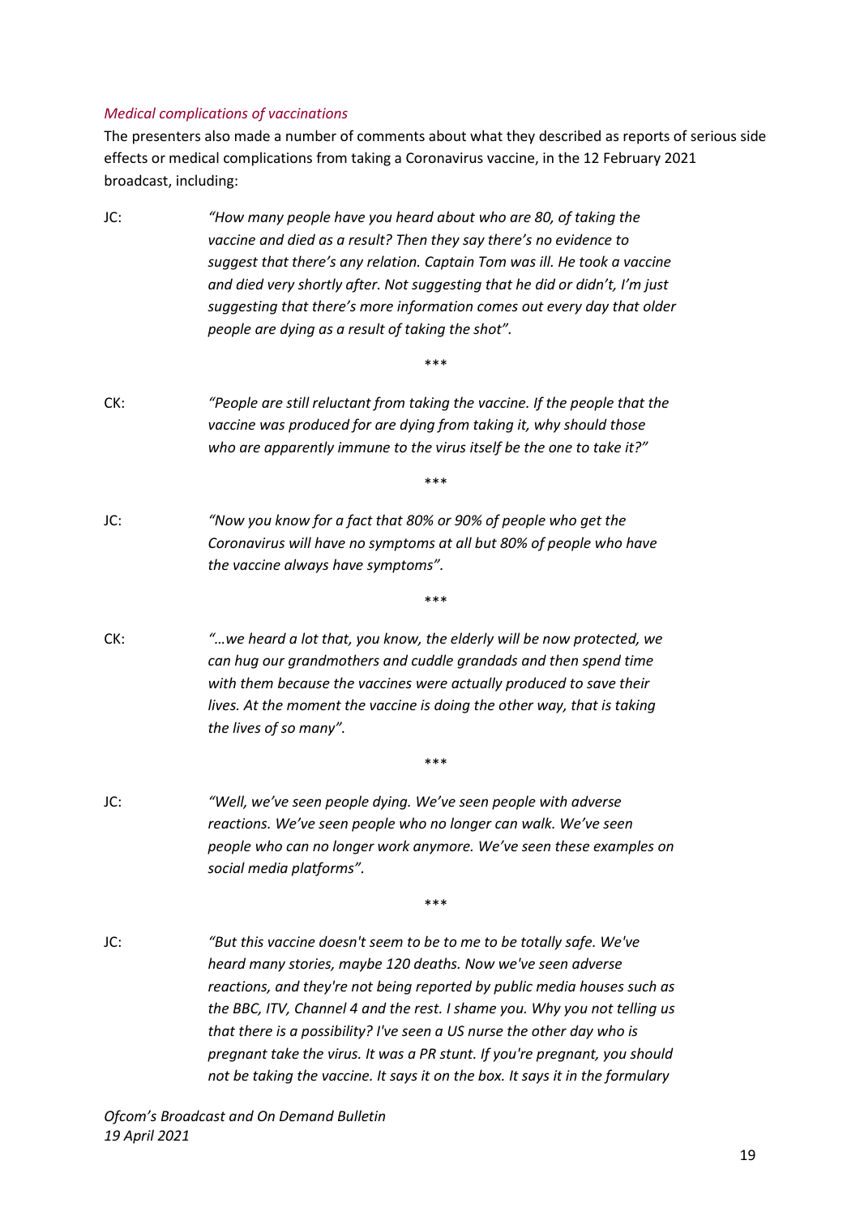*Medical complications of vaccinations*

The presenters also made a number of comments about what they described as reports of serious side effects or medical complications from taking a Coronavirus vaccine, in the 12 February 2021 broadcast, including:

JC: *"How many people have you heard about who are 80, of taking the vaccine and died as a result? Then they say there's no evidence to suggest that there's any relation. Captain Tom was ill. He took a vaccine and died very shortly after. Not suggesting that he did or didn't, I'm just suggesting that there's more information comes out every day that older people are dying as a result of taking the shot".*

\*\*\*

CK: *"People are still reluctant from taking the vaccine. If the people that the vaccine was produced for are dying from taking it, why should those who are apparently immune to the virus itself be the one to take it?"*

\*\*\*

JC: *"Now you know for a fact that 80% or 90% of people who get the Coronavirus will have no symptoms at all but 80% of people who have the vaccine always have symptoms".*

\*\*\*

CK: *"…we heard a lot that, you know, the elderly will be now protected, we can hug our grandmothers and cuddle grandads and then spend time with them because the vaccines were actually produced to save their lives. At the moment the vaccine is doing the other way, that is taking the lives of so many".*

\*\*\*

JC: *"Well, we've seen people dying. We've seen people with adverse reactions. We've seen people who no longer can walk. We've seen people who can no longer work anymore. We've seen these examples on social media platforms".*

\*\*\*

JC: *"But this vaccine doesn't seem to be to me to be totally safe. We've heard many stories, maybe 120 deaths. Now we've seen adverse reactions, and they're not being reported by public media houses such as the BBC, ITV, Channel 4 and the rest. I shame you. Why you not telling us that there is a possibility? I've seen a US nurse the other day who is pregnant take the virus. It was a PR stunt. If you're pregnant, you should not be taking the vaccine. It says it on the box. It says it in the formulary*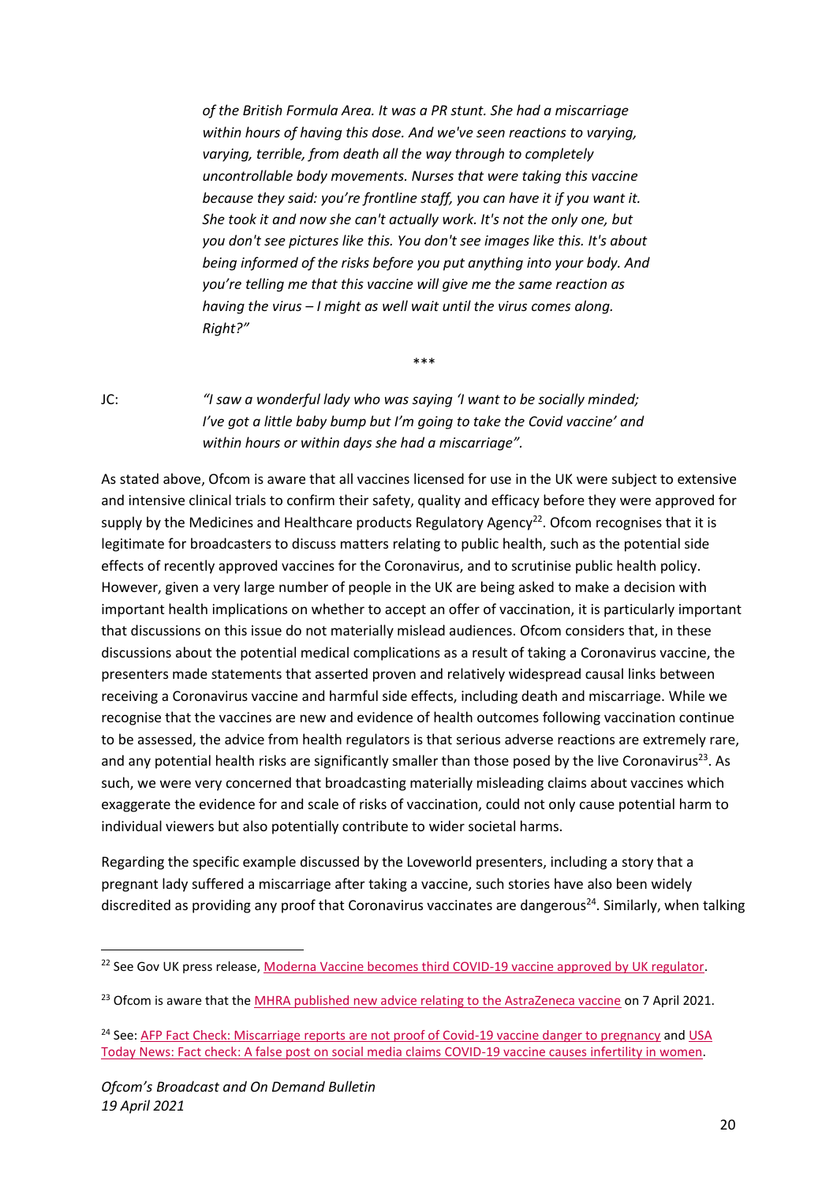*of the British Formula Area. It was a PR stunt. She had a miscarriage within hours of having this dose. And we've seen reactions to varying, varying, terrible, from death all the way through to completely uncontrollable body movements. Nurses that were taking this vaccine because they said: you're frontline staff, you can have it if you want it. She took it and now she can't actually work. It's not the only one, but you don't see pictures like this. You don't see images like this. It's about being informed of the risks before you put anything into your body. And you're telling me that this vaccine will give me the same reaction as having the virus – I might as well wait until the virus comes along. Right?"*

\*\*\*

JC: *"I saw a wonderful lady who was saying 'I want to be socially minded; I've got a little baby bump but I'm going to take the Covid vaccine' and within hours or within days she had a miscarriage".*

As stated above, Ofcom is aware that all vaccines licensed for use in the UK were subject to extensive and intensive clinical trials to confirm their safety, quality and efficacy before they were approved for supply by the Medicines and Healthcare products Regulatory Agency[22]. Ofcom recognises that it is legitimate for broadcasters to discuss matters relating to public health, such as the potential side effects of recently approved vaccines for the Coronavirus, and to scrutinise public health policy. However, given a very large number of people in the UK are being asked to make a decision with important health implications on whether to accept an offer of vaccination, it is particularly important that discussions on this issue do not materially mislead audiences. Ofcom considers that, in these discussions about the potential medical complications as a result of taking a Coronavirus vaccine, the presenters made statements that asserted proven and relatively widespread causal links between receiving a Coronavirus vaccine and harmful side effects, including death and miscarriage. While we recognise that the vaccines are new and evidence of health outcomes following vaccination continue to be assessed, the advice from health regulators is that serious adverse reactions are extremely rare, and any potential health risks are significantly smaller than those posed by the live Coronavirus[23]. As such, we were very concerned that broadcasting materially misleading claims about vaccines which exaggerate the evidence for and scale of risks of vaccination, could not only cause potential harm to individual viewers but also potentially contribute to wider societal harms.

Regarding the specific example discussed by the Loveworld presenters, including a story that a pregnant lady suffered a miscarriage after taking a vaccine, such stories have also been widely discredited as providing any proof that Coronavirus vaccinates are dangerous[24]. Similarly, when talking

---

[22] See Gov UK press release, Moderna Vaccine becomes third COVID-19 vaccine approved by UK regulator.

[23] Ofcom is aware that the MHRA published new advice relating to the AstraZeneca vaccine on 7 April 2021.

[24] See: AFP Fact Check: Miscarriage reports are not proof of Covid-19 vaccine danger to pregnancy and USA Today News: Fact check: A false post on social media claims COVID-19 vaccine causes infertility in women.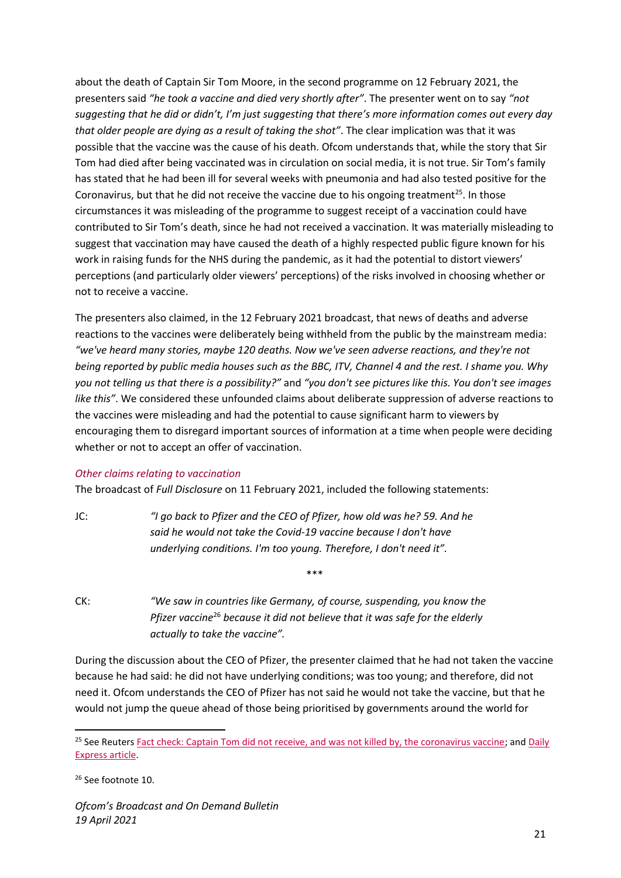about the death of Captain Sir Tom Moore, in the second programme on 12 February 2021, the presenters said *"he took a vaccine and died very shortly after"*. The presenter went on to say *"not suggesting that he did or didn't, I'm just suggesting that there's more information comes out every day that older people are dying as a result of taking the shot"*. The clear implication was that it was possible that the vaccine was the cause of his death. Ofcom understands that, while the story that Sir Tom had died after being vaccinated was in circulation on social media, it is not true. Sir Tom's family has stated that he had been ill for several weeks with pneumonia and had also tested positive for the Coronavirus, but that he did not receive the vaccine due to his ongoing treatment[25]. In those circumstances it was misleading of the programme to suggest receipt of a vaccination could have contributed to Sir Tom's death, since he had not received a vaccination. It was materially misleading to suggest that vaccination may have caused the death of a highly respected public figure known for his work in raising funds for the NHS during the pandemic, as it had the potential to distort viewers' perceptions (and particularly older viewers' perceptions) of the risks involved in choosing whether or not to receive a vaccine.

The presenters also claimed, in the 12 February 2021 broadcast, that news of deaths and adverse reactions to the vaccines were deliberately being withheld from the public by the mainstream media: *"we've heard many stories, maybe 120 deaths. Now we've seen adverse reactions, and they're not being reported by public media houses such as the BBC, ITV, Channel 4 and the rest. I shame you. Why you not telling us that there is a possibility?"* and *"you don't see pictures like this. You don't see images like this"*. We considered these unfounded claims about deliberate suppression of adverse reactions to the vaccines were misleading and had the potential to cause significant harm to viewers by encouraging them to disregard important sources of information at a time when people were deciding whether or not to accept an offer of vaccination.

### *Other claims relating to vaccination*

The broadcast of *Full Disclosure* on 11 February 2021, included the following statements:

JC: *"I go back to Pfizer and the CEO of Pfizer, how old was he? 59. And he said he would not take the Covid-19 vaccine because I don't have underlying conditions. I'm too young. Therefore, I don't need it".*

\*\*\*

CK: *"We saw in countries like Germany, of course, suspending, you know the Pfizer vaccine[26] because it did not believe that it was safe for the elderly actually to take the vaccine".*

During the discussion about the CEO of Pfizer, the presenter claimed that he had not taken the vaccine because he had said: he did not have underlying conditions; was too young; and therefore, did not need it. Ofcom understands the CEO of Pfizer has not said he would not take the vaccine, but that he would not jump the queue ahead of those being prioritised by governments around the world for

---

[25] See Reuters Fact check: Captain Tom did not receive, and was not killed by, the coronavirus vaccine; and Daily Express article.

[26] See footnote 10.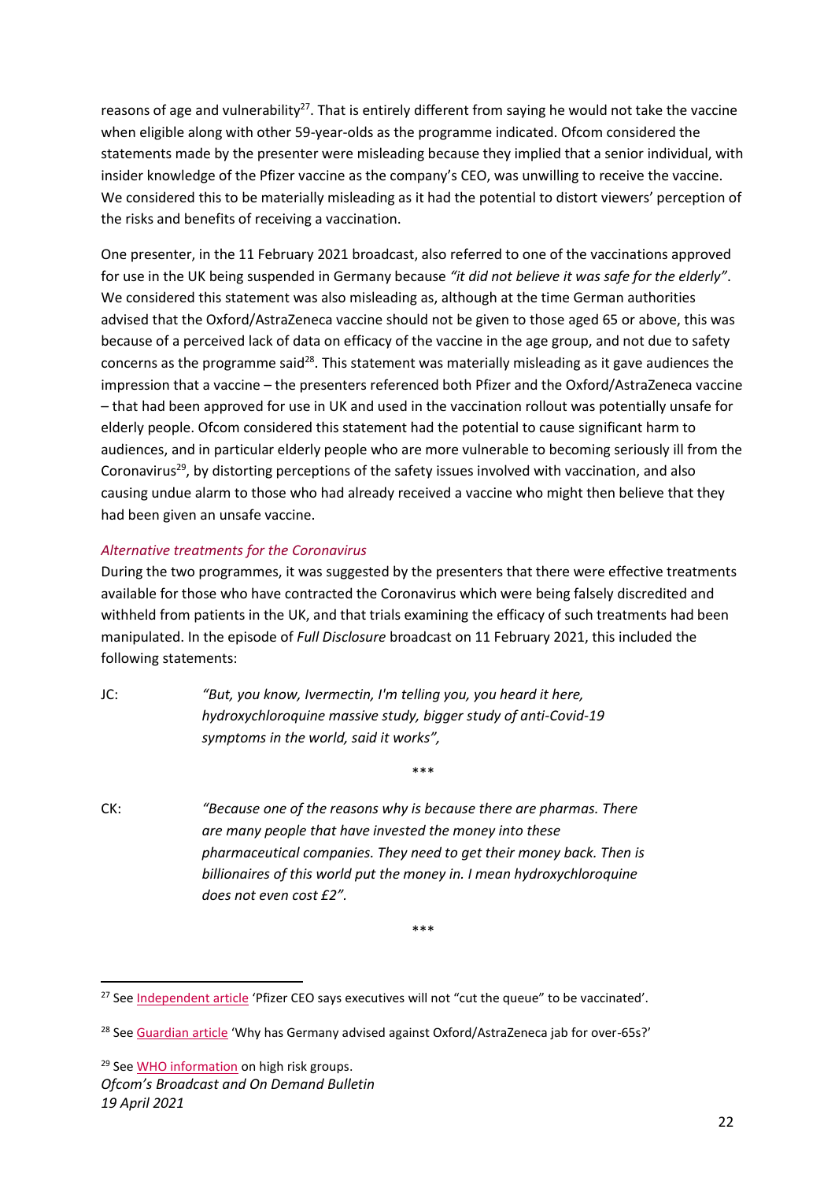reasons of age and vulnerability[27]. That is entirely different from saying he would not take the vaccine when eligible along with other 59-year-olds as the programme indicated. Ofcom considered the statements made by the presenter were misleading because they implied that a senior individual, with insider knowledge of the Pfizer vaccine as the company's CEO, was unwilling to receive the vaccine. We considered this to be materially misleading as it had the potential to distort viewers' perception of the risks and benefits of receiving a vaccination.

One presenter, in the 11 February 2021 broadcast, also referred to one of the vaccinations approved for use in the UK being suspended in Germany because *"it did not believe it was safe for the elderly"*. We considered this statement was also misleading as, although at the time German authorities advised that the Oxford/AstraZeneca vaccine should not be given to those aged 65 or above, this was because of a perceived lack of data on efficacy of the vaccine in the age group, and not due to safety concerns as the programme said[28]. This statement was materially misleading as it gave audiences the impression that a vaccine – the presenters referenced both Pfizer and the Oxford/AstraZeneca vaccine – that had been approved for use in UK and used in the vaccination rollout was potentially unsafe for elderly people. Ofcom considered this statement had the potential to cause significant harm to audiences, and in particular elderly people who are more vulnerable to becoming seriously ill from the Coronavirus[29], by distorting perceptions of the safety issues involved with vaccination, and also causing undue alarm to those who had already received a vaccine who might then believe that they had been given an unsafe vaccine.

*Alternative treatments for the Coronavirus*

During the two programmes, it was suggested by the presenters that there were effective treatments available for those who have contracted the Coronavirus which were being falsely discredited and withheld from patients in the UK, and that trials examining the efficacy of such treatments had been manipulated. In the episode of *Full Disclosure* broadcast on 11 February 2021, this included the following statements:

JC: *"But, you know, Ivermectin, I'm telling you, you heard it here, hydroxychloroquine massive study, bigger study of anti-Covid-19 symptoms in the world, said it works",*

\*\*\*

CK: *"Because one of the reasons why is because there are pharmas. There are many people that have invested the money into these pharmaceutical companies. They need to get their money back. Then is billionaires of this world put the money in. I mean hydroxychloroquine does not even cost £2".*

\*\*\*

---

[27] See Independent article 'Pfizer CEO says executives will not "cut the queue" to be vaccinated'.

[28] See Guardian article 'Why has Germany advised against Oxford/AstraZeneca jab for over-65s?'

[29] See WHO information on high risk groups.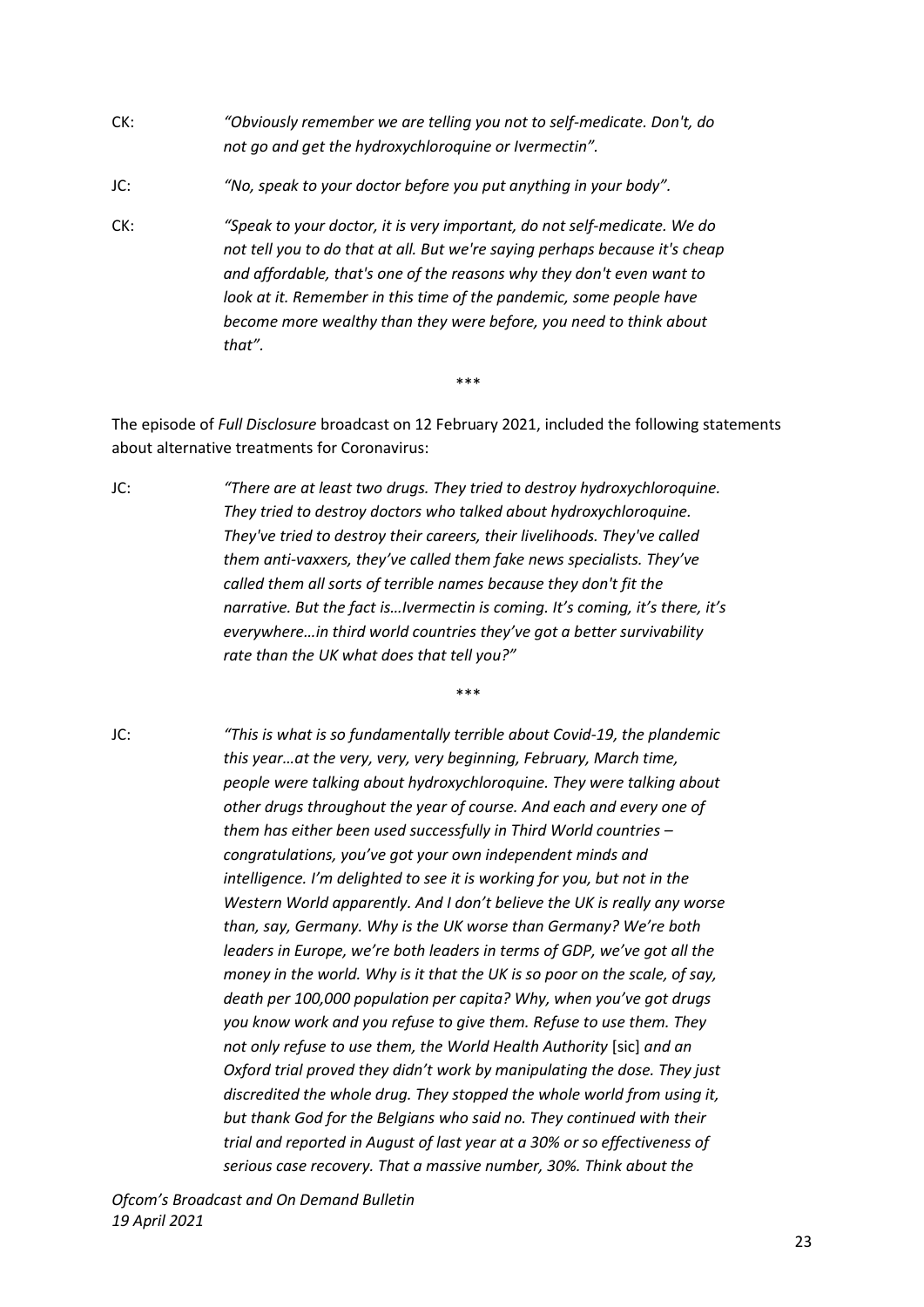CK: *"Obviously remember we are telling you not to self-medicate. Don't, do not go and get the hydroxychloroquine or Ivermectin".*

JC: *"No, speak to your doctor before you put anything in your body".*

CK: *"Speak to your doctor, it is very important, do not self-medicate. We do not tell you to do that at all. But we're saying perhaps because it's cheap and affordable, that's one of the reasons why they don't even want to look at it. Remember in this time of the pandemic, some people have become more wealthy than they were before, you need to think about that".*

\*\*\*

The episode of *Full Disclosure* broadcast on 12 February 2021, included the following statements about alternative treatments for Coronavirus:

JC: *"There are at least two drugs. They tried to destroy hydroxychloroquine. They tried to destroy doctors who talked about hydroxychloroquine. They've tried to destroy their careers, their livelihoods. They've called them anti-vaxxers, they've called them fake news specialists. They've called them all sorts of terrible names because they don't fit the narrative. But the fact is…Ivermectin is coming. It's coming, it's there, it's everywhere…in third world countries they've got a better survivability rate than the UK what does that tell you?"*

\*\*\*

JC: *"This is what is so fundamentally terrible about Covid-19, the plandemic this year…at the very, very, very beginning, February, March time, people were talking about hydroxychloroquine. They were talking about other drugs throughout the year of course. And each and every one of them has either been used successfully in Third World countries – congratulations, you've got your own independent minds and intelligence. I'm delighted to see it is working for you, but not in the Western World apparently. And I don't believe the UK is really any worse than, say, Germany. Why is the UK worse than Germany? We're both leaders in Europe, we're both leaders in terms of GDP, we've got all the money in the world. Why is it that the UK is so poor on the scale, of say, death per 100,000 population per capita? Why, when you've got drugs you know work and you refuse to give them. Refuse to use them. They not only refuse to use them, the World Health Authority* [sic] *and an Oxford trial proved they didn't work by manipulating the dose. They just discredited the whole drug. They stopped the whole world from using it, but thank God for the Belgians who said no. They continued with their trial and reported in August of last year at a 30% or so effectiveness of serious case recovery. That a massive number, 30%. Think about the*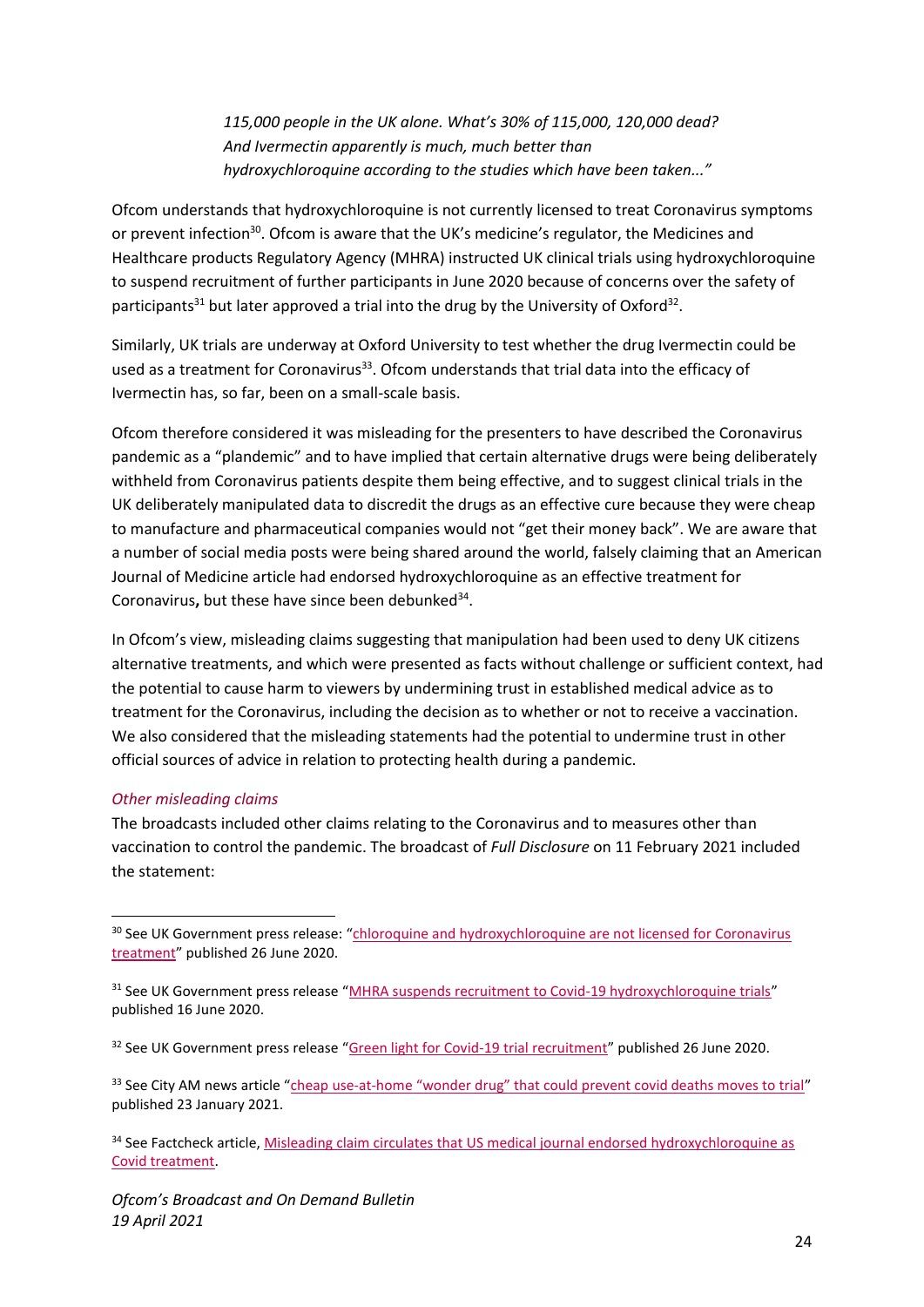> *115,000 people in the UK alone. What's 30% of 115,000, 120,000 dead? And Ivermectin apparently is much, much better than hydroxychloroquine according to the studies which have been taken..."*

Ofcom understands that hydroxychloroquine is not currently licensed to treat Coronavirus symptoms or prevent infection[30]. Ofcom is aware that the UK's medicine's regulator, the Medicines and Healthcare products Regulatory Agency (MHRA) instructed UK clinical trials using hydroxychloroquine to suspend recruitment of further participants in June 2020 because of concerns over the safety of participants[31] but later approved a trial into the drug by the University of Oxford[32].

Similarly, UK trials are underway at Oxford University to test whether the drug Ivermectin could be used as a treatment for Coronavirus[33]. Ofcom understands that trial data into the efficacy of Ivermectin has, so far, been on a small-scale basis.

Ofcom therefore considered it was misleading for the presenters to have described the Coronavirus pandemic as a "plandemic" and to have implied that certain alternative drugs were being deliberately withheld from Coronavirus patients despite them being effective, and to suggest clinical trials in the UK deliberately manipulated data to discredit the drugs as an effective cure because they were cheap to manufacture and pharmaceutical companies would not "get their money back". We are aware that a number of social media posts were being shared around the world, falsely claiming that an American Journal of Medicine article had endorsed hydroxychloroquine as an effective treatment for Coronavirus**,** but these have since been debunked[34].

In Ofcom's view, misleading claims suggesting that manipulation had been used to deny UK citizens alternative treatments, and which were presented as facts without challenge or sufficient context, had the potential to cause harm to viewers by undermining trust in established medical advice as to treatment for the Coronavirus, including the decision as to whether or not to receive a vaccination. We also considered that the misleading statements had the potential to undermine trust in other official sources of advice in relation to protecting health during a pandemic.

*Other misleading claims*

The broadcasts included other claims relating to the Coronavirus and to measures other than vaccination to control the pandemic. The broadcast of *Full Disclosure* on 11 February 2021 included the statement:

---

[30] See UK Government press release: "chloroquine and hydroxychloroquine are not licensed for Coronavirus treatment" published 26 June 2020.

[31] See UK Government press release "MHRA suspends recruitment to Covid-19 hydroxychloroquine trials" published 16 June 2020.

[32] See UK Government press release "Green light for Covid-19 trial recruitment" published 26 June 2020.

[33] See City AM news article "cheap use-at-home "wonder drug" that could prevent covid deaths moves to trial" published 23 January 2021.

[34] See Factcheck article, Misleading claim circulates that US medical journal endorsed hydroxychloroquine as Covid treatment.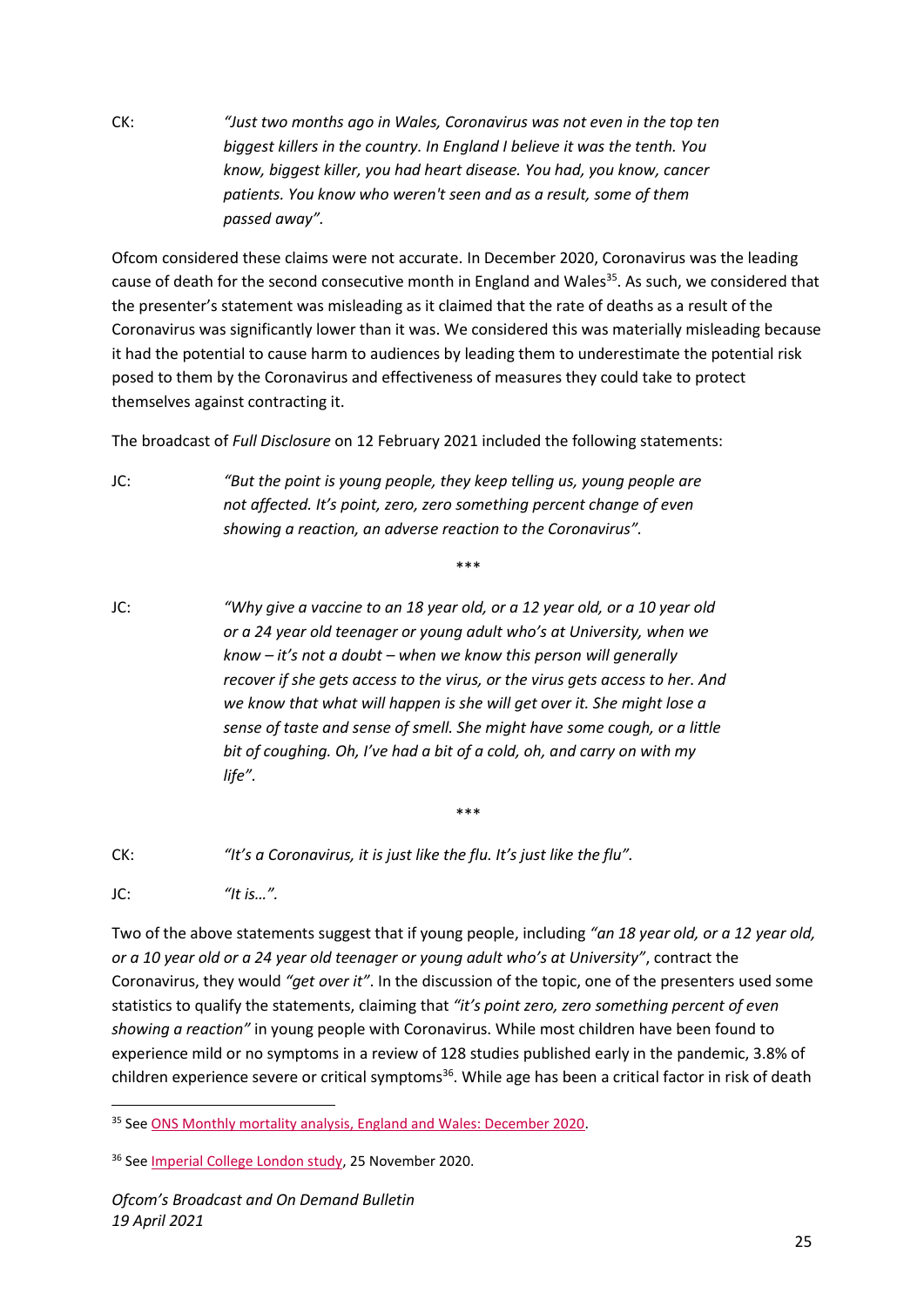CK: *"Just two months ago in Wales, Coronavirus was not even in the top ten biggest killers in the country. In England I believe it was the tenth. You know, biggest killer, you had heart disease. You had, you know, cancer patients. You know who weren't seen and as a result, some of them passed away".*

Ofcom considered these claims were not accurate. In December 2020, Coronavirus was the leading cause of death for the second consecutive month in England and Wales[35]. As such, we considered that the presenter's statement was misleading as it claimed that the rate of deaths as a result of the Coronavirus was significantly lower than it was. We considered this was materially misleading because it had the potential to cause harm to audiences by leading them to underestimate the potential risk posed to them by the Coronavirus and effectiveness of measures they could take to protect themselves against contracting it.

The broadcast of *Full Disclosure* on 12 February 2021 included the following statements:

JC: *"But the point is young people, they keep telling us, young people are not affected. It's point, zero, zero something percent change of even showing a reaction, an adverse reaction to the Coronavirus".*

\*\*\*

JC: *"Why give a vaccine to an 18 year old, or a 12 year old, or a 10 year old or a 24 year old teenager or young adult who's at University, when we know – it's not a doubt – when we know this person will generally recover if she gets access to the virus, or the virus gets access to her. And we know that what will happen is she will get over it. She might lose a sense of taste and sense of smell. She might have some cough, or a little bit of coughing. Oh, I've had a bit of a cold, oh, and carry on with my life".*

\*\*\*

CK: *"It's a Coronavirus, it is just like the flu. It's just like the flu".*

JC: *"It is…".*

Two of the above statements suggest that if young people, including *"an 18 year old, or a 12 year old, or a 10 year old or a 24 year old teenager or young adult who's at University"*, contract the Coronavirus, they would *"get over it"*. In the discussion of the topic, one of the presenters used some statistics to qualify the statements, claiming that *"it's point zero, zero something percent of even showing a reaction"* in young people with Coronavirus. While most children have been found to experience mild or no symptoms in a review of 128 studies published early in the pandemic, 3.8% of children experience severe or critical symptoms[36]. While age has been a critical factor in risk of death

---

[35] See ONS Monthly mortality analysis, England and Wales: December 2020.

[36] See Imperial College London study, 25 November 2020.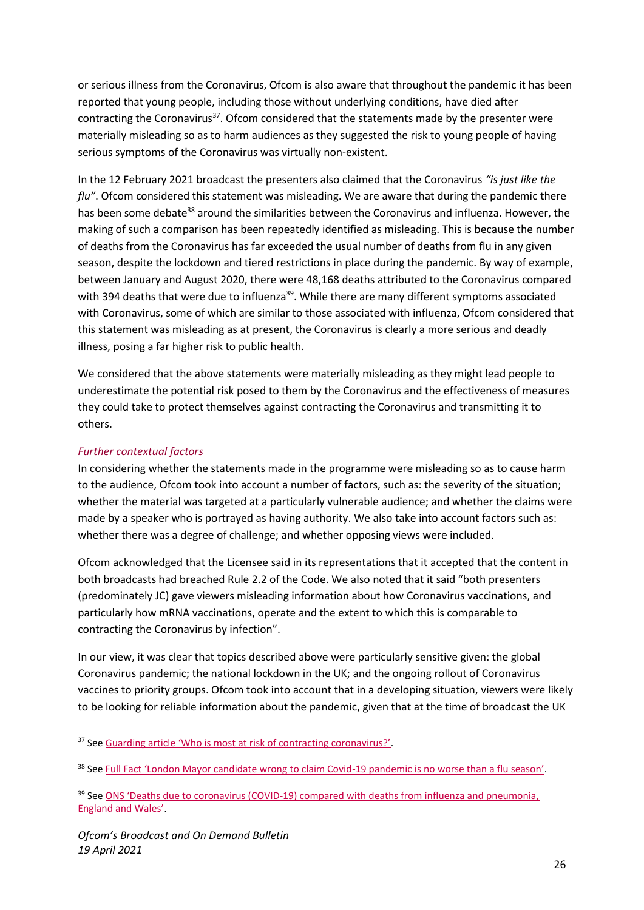or serious illness from the Coronavirus, Ofcom is also aware that throughout the pandemic it has been reported that young people, including those without underlying conditions, have died after contracting the Coronavirus[37]. Ofcom considered that the statements made by the presenter were materially misleading so as to harm audiences as they suggested the risk to young people of having serious symptoms of the Coronavirus was virtually non-existent.

In the 12 February 2021 broadcast the presenters also claimed that the Coronavirus *"is just like the flu"*. Ofcom considered this statement was misleading. We are aware that during the pandemic there has been some debate[38] around the similarities between the Coronavirus and influenza. However, the making of such a comparison has been repeatedly identified as misleading. This is because the number of deaths from the Coronavirus has far exceeded the usual number of deaths from flu in any given season, despite the lockdown and tiered restrictions in place during the pandemic. By way of example, between January and August 2020, there were 48,168 deaths attributed to the Coronavirus compared with 394 deaths that were due to influenza[39]. While there are many different symptoms associated with Coronavirus, some of which are similar to those associated with influenza, Ofcom considered that this statement was misleading as at present, the Coronavirus is clearly a more serious and deadly illness, posing a far higher risk to public health.

We considered that the above statements were materially misleading as they might lead people to underestimate the potential risk posed to them by the Coronavirus and the effectiveness of measures they could take to protect themselves against contracting the Coronavirus and transmitting it to others.

*Further contextual factors*

In considering whether the statements made in the programme were misleading so as to cause harm to the audience, Ofcom took into account a number of factors, such as: the severity of the situation; whether the material was targeted at a particularly vulnerable audience; and whether the claims were made by a speaker who is portrayed as having authority. We also take into account factors such as: whether there was a degree of challenge; and whether opposing views were included.

Ofcom acknowledged that the Licensee said in its representations that it accepted that the content in both broadcasts had breached Rule 2.2 of the Code. We also noted that it said "both presenters (predominately JC) gave viewers misleading information about how Coronavirus vaccinations, and particularly how mRNA vaccinations, operate and the extent to which this is comparable to contracting the Coronavirus by infection".

In our view, it was clear that topics described above were particularly sensitive given: the global Coronavirus pandemic; the national lockdown in the UK; and the ongoing rollout of Coronavirus vaccines to priority groups. Ofcom took into account that in a developing situation, viewers were likely to be looking for reliable information about the pandemic, given that at the time of broadcast the UK

---

[37] See Guarding article 'Who is most at risk of contracting coronavirus?'.

[38] See Full Fact 'London Mayor candidate wrong to claim Covid-19 pandemic is no worse than a flu season'.

[39] See ONS 'Deaths due to coronavirus (COVID-19) compared with deaths from influenza and pneumonia, England and Wales'.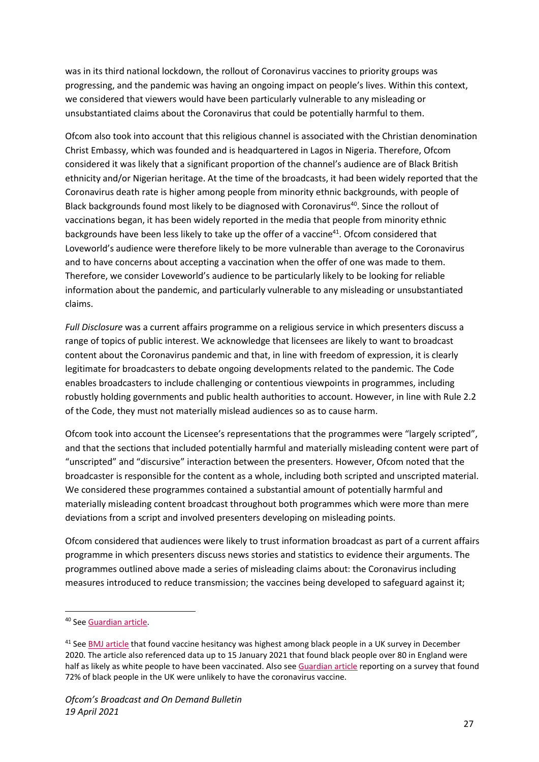was in its third national lockdown, the rollout of Coronavirus vaccines to priority groups was progressing, and the pandemic was having an ongoing impact on people's lives. Within this context, we considered that viewers would have been particularly vulnerable to any misleading or unsubstantiated claims about the Coronavirus that could be potentially harmful to them.

Ofcom also took into account that this religious channel is associated with the Christian denomination Christ Embassy, which was founded and is headquartered in Lagos in Nigeria. Therefore, Ofcom considered it was likely that a significant proportion of the channel's audience are of Black British ethnicity and/or Nigerian heritage. At the time of the broadcasts, it had been widely reported that the Coronavirus death rate is higher among people from minority ethnic backgrounds, with people of Black backgrounds found most likely to be diagnosed with Coronavirus[40]. Since the rollout of vaccinations began, it has been widely reported in the media that people from minority ethnic backgrounds have been less likely to take up the offer of a vaccine[41]. Ofcom considered that Loveworld's audience were therefore likely to be more vulnerable than average to the Coronavirus and to have concerns about accepting a vaccination when the offer of one was made to them. Therefore, we consider Loveworld's audience to be particularly likely to be looking for reliable information about the pandemic, and particularly vulnerable to any misleading or unsubstantiated claims.

*Full Disclosure* was a current affairs programme on a religious service in which presenters discuss a range of topics of public interest. We acknowledge that licensees are likely to want to broadcast content about the Coronavirus pandemic and that, in line with freedom of expression, it is clearly legitimate for broadcasters to debate ongoing developments related to the pandemic. The Code enables broadcasters to include challenging or contentious viewpoints in programmes, including robustly holding governments and public health authorities to account. However, in line with Rule 2.2 of the Code, they must not materially mislead audiences so as to cause harm.

Ofcom took into account the Licensee's representations that the programmes were "largely scripted", and that the sections that included potentially harmful and materially misleading content were part of "unscripted" and "discursive" interaction between the presenters. However, Ofcom noted that the broadcaster is responsible for the content as a whole, including both scripted and unscripted material. We considered these programmes contained a substantial amount of potentially harmful and materially misleading content broadcast throughout both programmes which were more than mere deviations from a script and involved presenters developing on misleading points.

Ofcom considered that audiences were likely to trust information broadcast as part of a current affairs programme in which presenters discuss news stories and statistics to evidence their arguments. The programmes outlined above made a series of misleading claims about: the Coronavirus including measures introduced to reduce transmission; the vaccines being developed to safeguard against it;

---

[40] See Guardian article.

[41] See BMJ article that found vaccine hesitancy was highest among black people in a UK survey in December 2020. The article also referenced data up to 15 January 2021 that found black people over 80 in England were half as likely as white people to have been vaccinated. Also see Guardian article reporting on a survey that found 72% of black people in the UK were unlikely to have the coronavirus vaccine.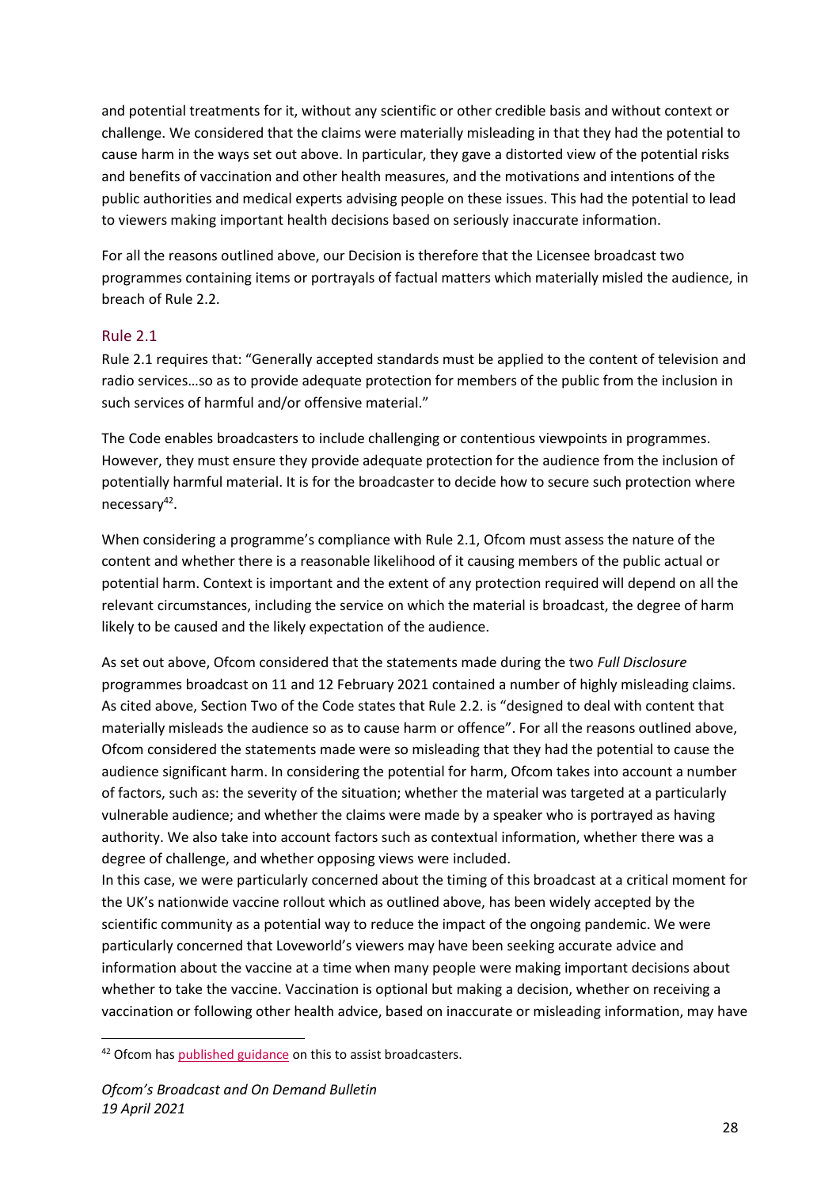and potential treatments for it, without any scientific or other credible basis and without context or challenge. We considered that the claims were materially misleading in that they had the potential to cause harm in the ways set out above. In particular, they gave a distorted view of the potential risks and benefits of vaccination and other health measures, and the motivations and intentions of the public authorities and medical experts advising people on these issues. This had the potential to lead to viewers making important health decisions based on seriously inaccurate information.

For all the reasons outlined above, our Decision is therefore that the Licensee broadcast two programmes containing items or portrayals of factual matters which materially misled the audience, in breach of Rule 2.2.

## Rule 2.1

Rule 2.1 requires that: "Generally accepted standards must be applied to the content of television and radio services…so as to provide adequate protection for members of the public from the inclusion in such services of harmful and/or offensive material."

The Code enables broadcasters to include challenging or contentious viewpoints in programmes. However, they must ensure they provide adequate protection for the audience from the inclusion of potentially harmful material. It is for the broadcaster to decide how to secure such protection where necessary[42].

When considering a programme's compliance with Rule 2.1, Ofcom must assess the nature of the content and whether there is a reasonable likelihood of it causing members of the public actual or potential harm. Context is important and the extent of any protection required will depend on all the relevant circumstances, including the service on which the material is broadcast, the degree of harm likely to be caused and the likely expectation of the audience.

As set out above, Ofcom considered that the statements made during the two *Full Disclosure* programmes broadcast on 11 and 12 February 2021 contained a number of highly misleading claims. As cited above, Section Two of the Code states that Rule 2.2. is "designed to deal with content that materially misleads the audience so as to cause harm or offence". For all the reasons outlined above, Ofcom considered the statements made were so misleading that they had the potential to cause the audience significant harm. In considering the potential for harm, Ofcom takes into account a number of factors, such as: the severity of the situation; whether the material was targeted at a particularly vulnerable audience; and whether the claims were made by a speaker who is portrayed as having authority. We also take into account factors such as contextual information, whether there was a degree of challenge, and whether opposing views were included.

In this case, we were particularly concerned about the timing of this broadcast at a critical moment for the UK's nationwide vaccine rollout which as outlined above, has been widely accepted by the scientific community as a potential way to reduce the impact of the ongoing pandemic. We were particularly concerned that Loveworld's viewers may have been seeking accurate advice and information about the vaccine at a time when many people were making important decisions about whether to take the vaccine. Vaccination is optional but making a decision, whether on receiving a vaccination or following other health advice, based on inaccurate or misleading information, may have

---

[42] Ofcom has published guidance on this to assist broadcasters.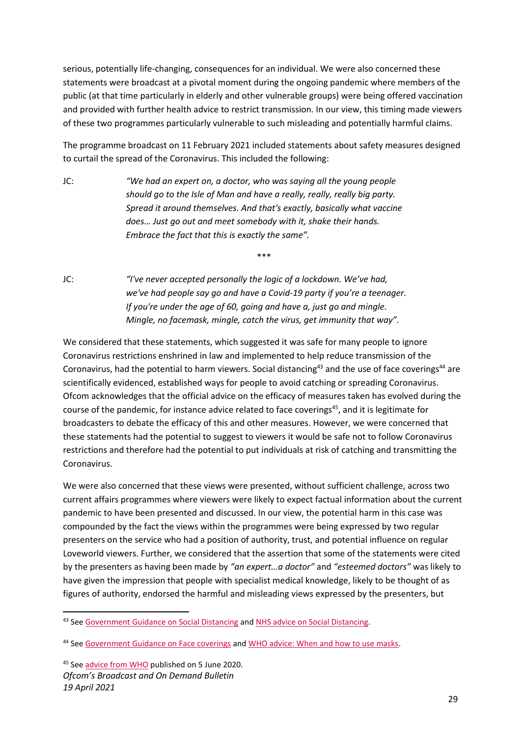serious, potentially life-changing, consequences for an individual. We were also concerned these statements were broadcast at a pivotal moment during the ongoing pandemic where members of the public (at that time particularly in elderly and other vulnerable groups) were being offered vaccination and provided with further health advice to restrict transmission. In our view, this timing made viewers of these two programmes particularly vulnerable to such misleading and potentially harmful claims.

The programme broadcast on 11 February 2021 included statements about safety measures designed to curtail the spread of the Coronavirus. This included the following:

JC: *"We had an expert on, a doctor, who was saying all the young people should go to the Isle of Man and have a really, really, really big party. Spread it around themselves. And that's exactly, basically what vaccine does… Just go out and meet somebody with it, shake their hands. Embrace the fact that this is exactly the same".*

\*\*\*

JC: *"I've never accepted personally the logic of a lockdown. We've had, we've had people say go and have a Covid-19 party if you're a teenager. If you're under the age of 60, going and have a, just go and mingle. Mingle, no facemask, mingle, catch the virus, get immunity that way".*

We considered that these statements, which suggested it was safe for many people to ignore Coronavirus restrictions enshrined in law and implemented to help reduce transmission of the Coronavirus, had the potential to harm viewers. Social distancing[43] and the use of face coverings[44] are scientifically evidenced, established ways for people to avoid catching or spreading Coronavirus. Ofcom acknowledges that the official advice on the efficacy of measures taken has evolved during the course of the pandemic, for instance advice related to face coverings[45], and it is legitimate for broadcasters to debate the efficacy of this and other measures. However, we were concerned that these statements had the potential to suggest to viewers it would be safe not to follow Coronavirus restrictions and therefore had the potential to put individuals at risk of catching and transmitting the Coronavirus.

We were also concerned that these views were presented, without sufficient challenge, across two current affairs programmes where viewers were likely to expect factual information about the current pandemic to have been presented and discussed. In our view, the potential harm in this case was compounded by the fact the views within the programmes were being expressed by two regular presenters on the service who had a position of authority, trust, and potential influence on regular Loveworld viewers. Further, we considered that the assertion that some of the statements were cited by the presenters as having been made by *"an expert…a doctor"* and *"esteemed doctors"* was likely to have given the impression that people with specialist medical knowledge, likely to be thought of as figures of authority, endorsed the harmful and misleading views expressed by the presenters, but

---

[43] See Government Guidance on Social Distancing and NHS advice on Social Distancing.

[44] See Government Guidance on Face coverings and WHO advice: When and how to use masks.

[45] See advice from WHO published on 5 June 2020.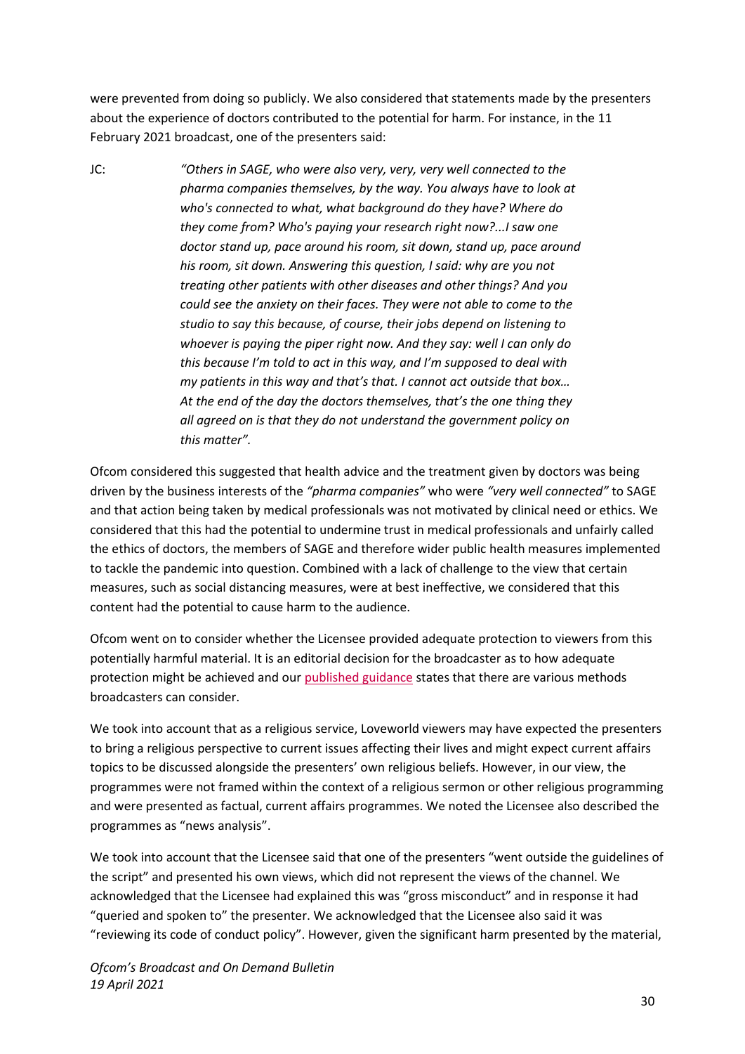were prevented from doing so publicly. We also considered that statements made by the presenters about the experience of doctors contributed to the potential for harm. For instance, in the 11 February 2021 broadcast, one of the presenters said:

JC: *"Others in SAGE, who were also very, very, very well connected to the pharma companies themselves, by the way. You always have to look at who's connected to what, what background do they have? Where do they come from? Who's paying your research right now?...I saw one doctor stand up, pace around his room, sit down, stand up, pace around his room, sit down. Answering this question, I said: why are you not treating other patients with other diseases and other things? And you could see the anxiety on their faces. They were not able to come to the studio to say this because, of course, their jobs depend on listening to whoever is paying the piper right now. And they say: well I can only do this because I'm told to act in this way, and I'm supposed to deal with my patients in this way and that's that. I cannot act outside that box… At the end of the day the doctors themselves, that's the one thing they all agreed on is that they do not understand the government policy on this matter".*

Ofcom considered this suggested that health advice and the treatment given by doctors was being driven by the business interests of the *"pharma companies"* who were *"very well connected"* to SAGE and that action being taken by medical professionals was not motivated by clinical need or ethics. We considered that this had the potential to undermine trust in medical professionals and unfairly called the ethics of doctors, the members of SAGE and therefore wider public health measures implemented to tackle the pandemic into question. Combined with a lack of challenge to the view that certain measures, such as social distancing measures, were at best ineffective, we considered that this content had the potential to cause harm to the audience.

Ofcom went on to consider whether the Licensee provided adequate protection to viewers from this potentially harmful material. It is an editorial decision for the broadcaster as to how adequate protection might be achieved and our published guidance states that there are various methods broadcasters can consider.

We took into account that as a religious service, Loveworld viewers may have expected the presenters to bring a religious perspective to current issues affecting their lives and might expect current affairs topics to be discussed alongside the presenters' own religious beliefs. However, in our view, the programmes were not framed within the context of a religious sermon or other religious programming and were presented as factual, current affairs programmes. We noted the Licensee also described the programmes as "news analysis".

We took into account that the Licensee said that one of the presenters "went outside the guidelines of the script" and presented his own views, which did not represent the views of the channel. We acknowledged that the Licensee had explained this was "gross misconduct" and in response it had "queried and spoken to" the presenter. We acknowledged that the Licensee also said it was "reviewing its code of conduct policy". However, given the significant harm presented by the material,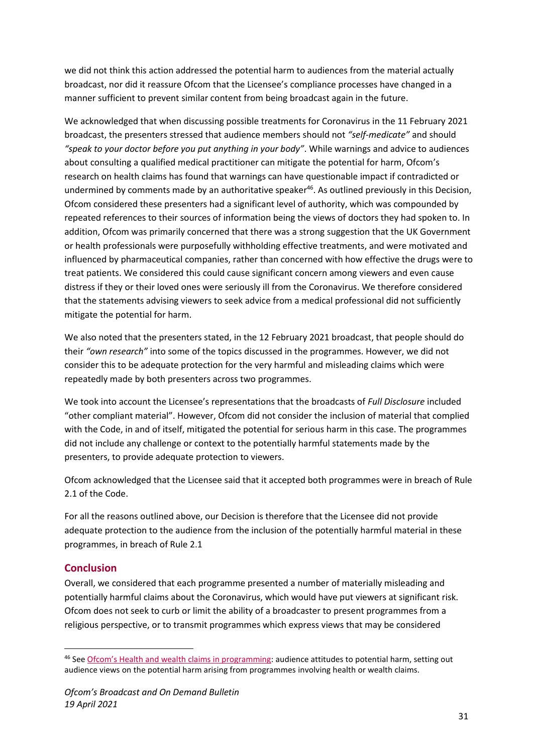we did not think this action addressed the potential harm to audiences from the material actually broadcast, nor did it reassure Ofcom that the Licensee's compliance processes have changed in a manner sufficient to prevent similar content from being broadcast again in the future.

We acknowledged that when discussing possible treatments for Coronavirus in the 11 February 2021 broadcast, the presenters stressed that audience members should not *"self-medicate"* and should *"speak to your doctor before you put anything in your body"*. While warnings and advice to audiences about consulting a qualified medical practitioner can mitigate the potential for harm, Ofcom's research on health claims has found that warnings can have questionable impact if contradicted or undermined by comments made by an authoritative speaker[46]. As outlined previously in this Decision, Ofcom considered these presenters had a significant level of authority, which was compounded by repeated references to their sources of information being the views of doctors they had spoken to. In addition, Ofcom was primarily concerned that there was a strong suggestion that the UK Government or health professionals were purposefully withholding effective treatments, and were motivated and influenced by pharmaceutical companies, rather than concerned with how effective the drugs were to treat patients. We considered this could cause significant concern among viewers and even cause distress if they or their loved ones were seriously ill from the Coronavirus. We therefore considered that the statements advising viewers to seek advice from a medical professional did not sufficiently mitigate the potential for harm.

We also noted that the presenters stated, in the 12 February 2021 broadcast, that people should do their *"own research"* into some of the topics discussed in the programmes. However, we did not consider this to be adequate protection for the very harmful and misleading claims which were repeatedly made by both presenters across two programmes.

We took into account the Licensee's representations that the broadcasts of *Full Disclosure* included "other compliant material". However, Ofcom did not consider the inclusion of material that complied with the Code, in and of itself, mitigated the potential for serious harm in this case. The programmes did not include any challenge or context to the potentially harmful statements made by the presenters, to provide adequate protection to viewers.

Ofcom acknowledged that the Licensee said that it accepted both programmes were in breach of Rule 2.1 of the Code.

For all the reasons outlined above, our Decision is therefore that the Licensee did not provide adequate protection to the audience from the inclusion of the potentially harmful material in these programmes, in breach of Rule 2.1

## Conclusion

Overall, we considered that each programme presented a number of materially misleading and potentially harmful claims about the Coronavirus, which would have put viewers at significant risk. Ofcom does not seek to curb or limit the ability of a broadcaster to present programmes from a religious perspective, or to transmit programmes which express views that may be considered

---

[46] See Ofcom's Health and wealth claims in programming: audience attitudes to potential harm, setting out audience views on the potential harm arising from programmes involving health or wealth claims.

*Ofcom's Broadcast and On Demand Bulletin*
*19 April 2021*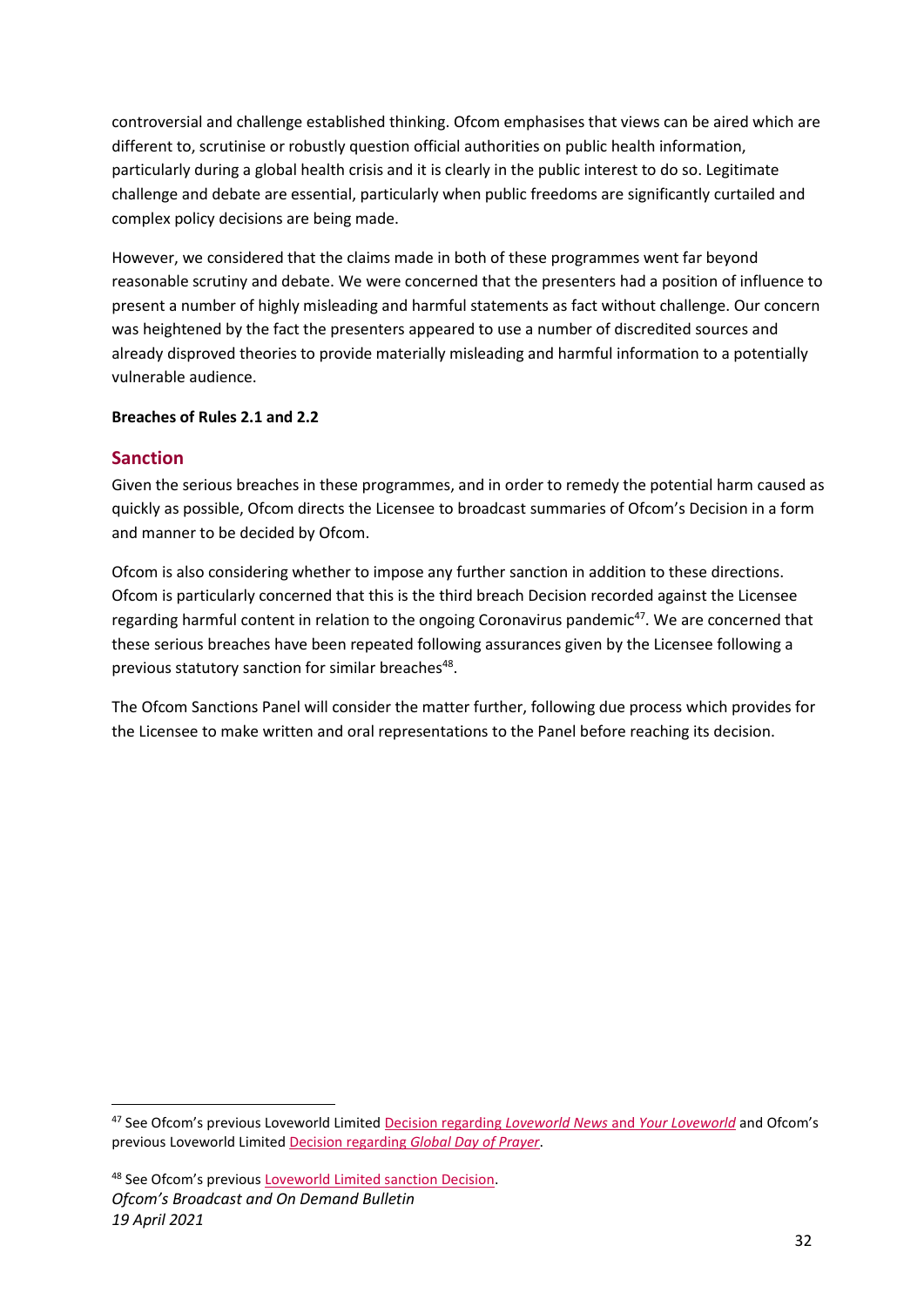controversial and challenge established thinking. Ofcom emphasises that views can be aired which are different to, scrutinise or robustly question official authorities on public health information, particularly during a global health crisis and it is clearly in the public interest to do so. Legitimate challenge and debate are essential, particularly when public freedoms are significantly curtailed and complex policy decisions are being made.

However, we considered that the claims made in both of these programmes went far beyond reasonable scrutiny and debate. We were concerned that the presenters had a position of influence to present a number of highly misleading and harmful statements as fact without challenge. Our concern was heightened by the fact the presenters appeared to use a number of discredited sources and already disproved theories to provide materially misleading and harmful information to a potentially vulnerable audience.

**Breaches of Rules 2.1 and 2.2**

## Sanction

Given the serious breaches in these programmes, and in order to remedy the potential harm caused as quickly as possible, Ofcom directs the Licensee to broadcast summaries of Ofcom's Decision in a form and manner to be decided by Ofcom.

Ofcom is also considering whether to impose any further sanction in addition to these directions. Ofcom is particularly concerned that this is the third breach Decision recorded against the Licensee regarding harmful content in relation to the ongoing Coronavirus pandemic[47]. We are concerned that these serious breaches have been repeated following assurances given by the Licensee following a previous statutory sanction for similar breaches[48].

The Ofcom Sanctions Panel will consider the matter further, following due process which provides for the Licensee to make written and oral representations to the Panel before reaching its decision.

---

[47] See Ofcom's previous Loveworld Limited Decision regarding *Loveworld News* and *Your Loveworld* and Ofcom's previous Loveworld Limited Decision regarding *Global Day of Prayer*.

[48] See Ofcom's previous Loveworld Limited sanction Decision.

*Ofcom's Broadcast and On Demand Bulletin*
*19 April 2021*